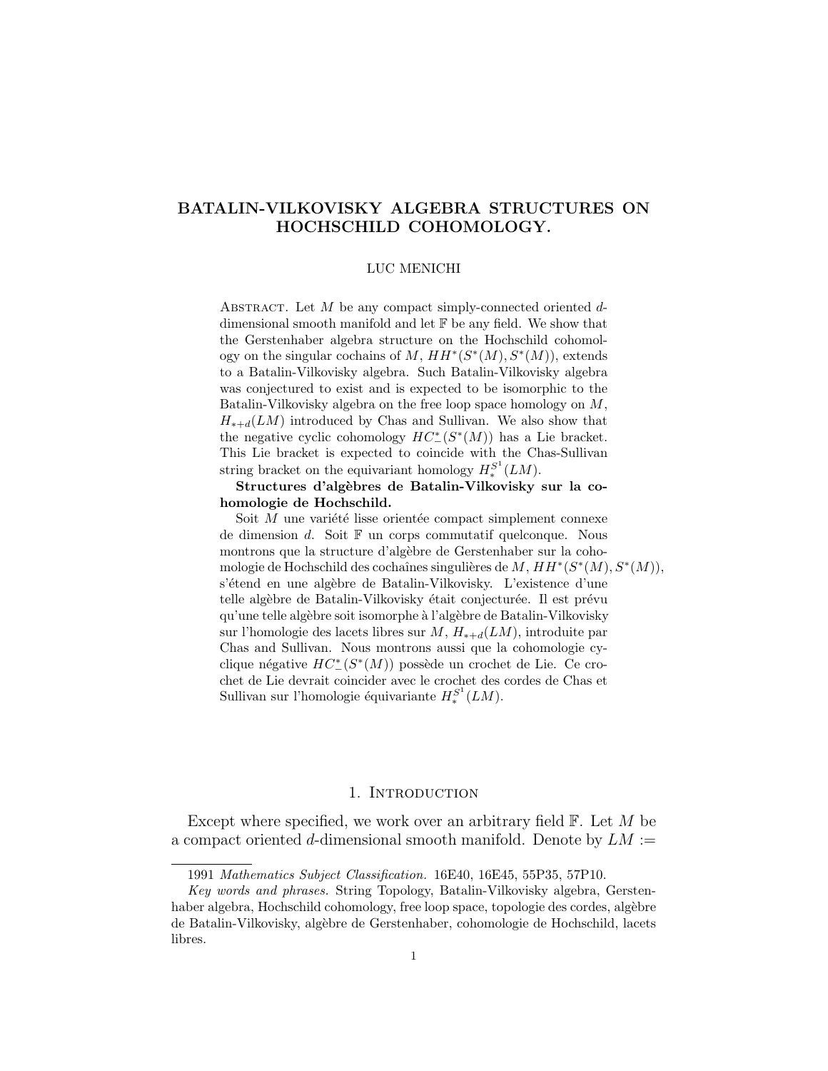# BATALIN-VILKOVISKY ALGEBRA STRUCTURES ON HOCHSCHILD COHOMOLOGY.

LUC MENICHI

Abstract. Let $M$ be any compact simply-connected oriented $d$-dimensional smooth manifold and let $\mathbb{F}$ be any field. We show that the Gerstenhaber algebra structure on the Hochschild cohomology on the singular cochains of $M$, $HH^*(S^*(M), S^*(M))$, extends to a Batalin-Vilkovisky algebra. Such Batalin-Vilkovisky algebra was conjectured to exist and is expected to be isomorphic to the Batalin-Vilkovisky algebra on the free loop space homology on $M$, $H_{*+d}(LM)$ introduced by Chas and Sullivan. We also show that the negative cyclic cohomology $HC^*_-(S^*(M))$ has a Lie bracket. This Lie bracket is expected to coincide with the Chas-Sullivan string bracket on the equivariant homology $H^{S^1}_*(LM)$.

**Structures d'algèbres de Batalin-Vilkovisky sur la cohomologie de Hochschild.**

Soit $M$ une variété lisse orientée compact simplement connexe de dimension $d$. Soit $\mathbb{F}$ un corps commutatif quelconque. Nous montrons que la structure d'algèbre de Gerstenhaber sur la cohomologie de Hochschild des cochaînes singulières de $M$, $HH^*(S^*(M), S^*(M))$, s'étend en une algèbre de Batalin-Vilkovisky. L'existence d'une telle algèbre de Batalin-Vilkovisky était conjecturée. Il est prévu qu'une telle algèbre soit isomorphe à l'algèbre de Batalin-Vilkovisky sur l'homologie des lacets libres sur $M$, $H_{*+d}(LM)$, introduite par Chas and Sullivan. Nous montrons aussi que la cohomologie cyclique négative $HC^*_-(S^*(M))$ possède un crochet de Lie. Ce crochet de Lie devrait coincider avec le crochet des cordes de Chas et Sullivan sur l'homologie équivariante $H^{S^1}_*(LM)$.

## 1. Introduction

Except where specified, we work over an arbitrary field $\mathbb{F}$. Let $M$ be a compact oriented $d$-dimensional smooth manifold. Denote by $LM :=$

---

1991 *Mathematics Subject Classification.* 16E40, 16E45, 55P35, 57P10.

*Key words and phrases.* String Topology, Batalin-Vilkovisky algebra, Gerstenhaber algebra, Hochschild cohomology, free loop space, topologie des cordes, algèbre de Batalin-Vilkovisky, algèbre de Gerstenhaber, cohomologie de Hochschild, lacets libres.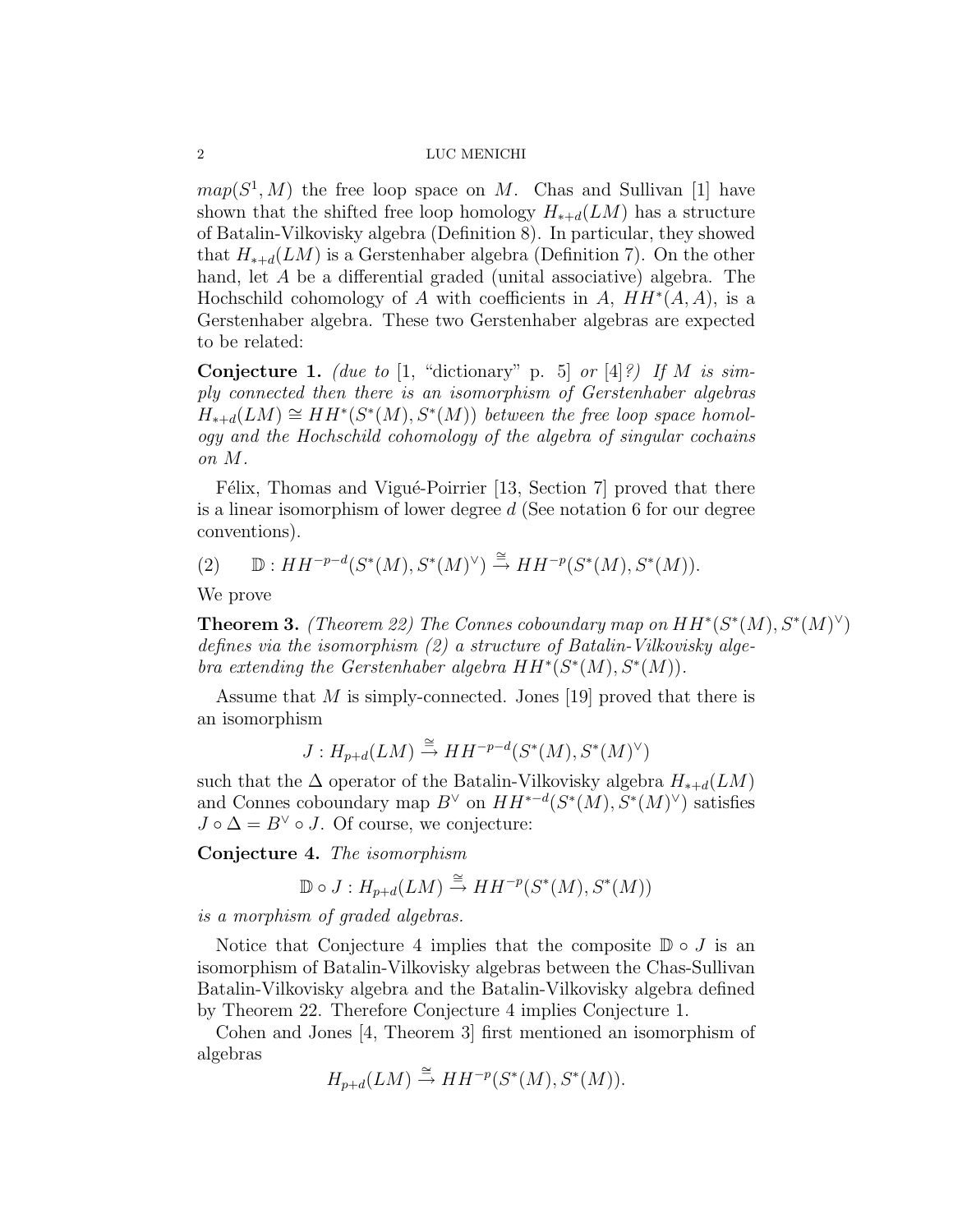$map(S^1, M)$ the free loop space on $M$. Chas and Sullivan [1] have shown that the shifted free loop homology $H_{*+d}(LM)$ has a structure of Batalin-Vilkovisky algebra (Definition 8). In particular, they showed that $H_{*+d}(LM)$ is a Gerstenhaber algebra (Definition 7). On the other hand, let $A$ be a differential graded (unital associative) algebra. The Hochschild cohomology of $A$ with coefficients in $A$, $HH^*(A, A)$, is a Gerstenhaber algebra. These two Gerstenhaber algebras are expected to be related:

**Conjecture 1.** *(due to [1, "dictionary" p. 5] or [4]?) If $M$ is simply connected then there is an isomorphism of Gerstenhaber algebras $H_{*+d}(LM) \cong HH^*(S^*(M), S^*(M))$ between the free loop space homology and the Hochschild cohomology of the algebra of singular cochains on $M$.*

Félix, Thomas and Vigué-Poirrier [13, Section 7] proved that there is a linear isomorphism of lower degree $d$ (See notation 6 for our degree conventions).

$$(2) \qquad \mathbb{D} : HH^{-p-d}(S^*(M), S^*(M)^\vee) \xrightarrow{\cong} HH^{-p}(S^*(M), S^*(M)).$$

We prove

**Theorem 3.** *(Theorem 22) The Connes coboundary map on $HH^*(S^*(M), S^*(M)^\vee)$ defines via the isomorphism (2) a structure of Batalin-Vilkovisky algebra extending the Gerstenhaber algebra $HH^*(S^*(M), S^*(M))$.*

Assume that $M$ is simply-connected. Jones [19] proved that there is an isomorphism

$$J : H_{p+d}(LM) \xrightarrow{\cong} HH^{-p-d}(S^*(M), S^*(M)^\vee)$$

such that the $\Delta$ operator of the Batalin-Vilkovisky algebra $H_{*+d}(LM)$ and Connes coboundary map $B^\vee$ on $HH^{*-d}(S^*(M), S^*(M)^\vee)$ satisfies $J \circ \Delta = B^\vee \circ J$. Of course, we conjecture:

**Conjecture 4.** *The isomorphism*

$$\mathbb{D} \circ J : H_{p+d}(LM) \xrightarrow{\cong} HH^{-p}(S^*(M), S^*(M))$$

*is a morphism of graded algebras.*

Notice that Conjecture 4 implies that the composite $\mathbb{D} \circ J$ is an isomorphism of Batalin-Vilkovisky algebras between the Chas-Sullivan Batalin-Vilkovisky algebra and the Batalin-Vilkovisky algebra defined by Theorem 22. Therefore Conjecture 4 implies Conjecture 1.

Cohen and Jones [4, Theorem 3] first mentioned an isomorphism of algebras

$$H_{p+d}(LM) \xrightarrow{\cong} HH^{-p}(S^*(M), S^*(M)).$$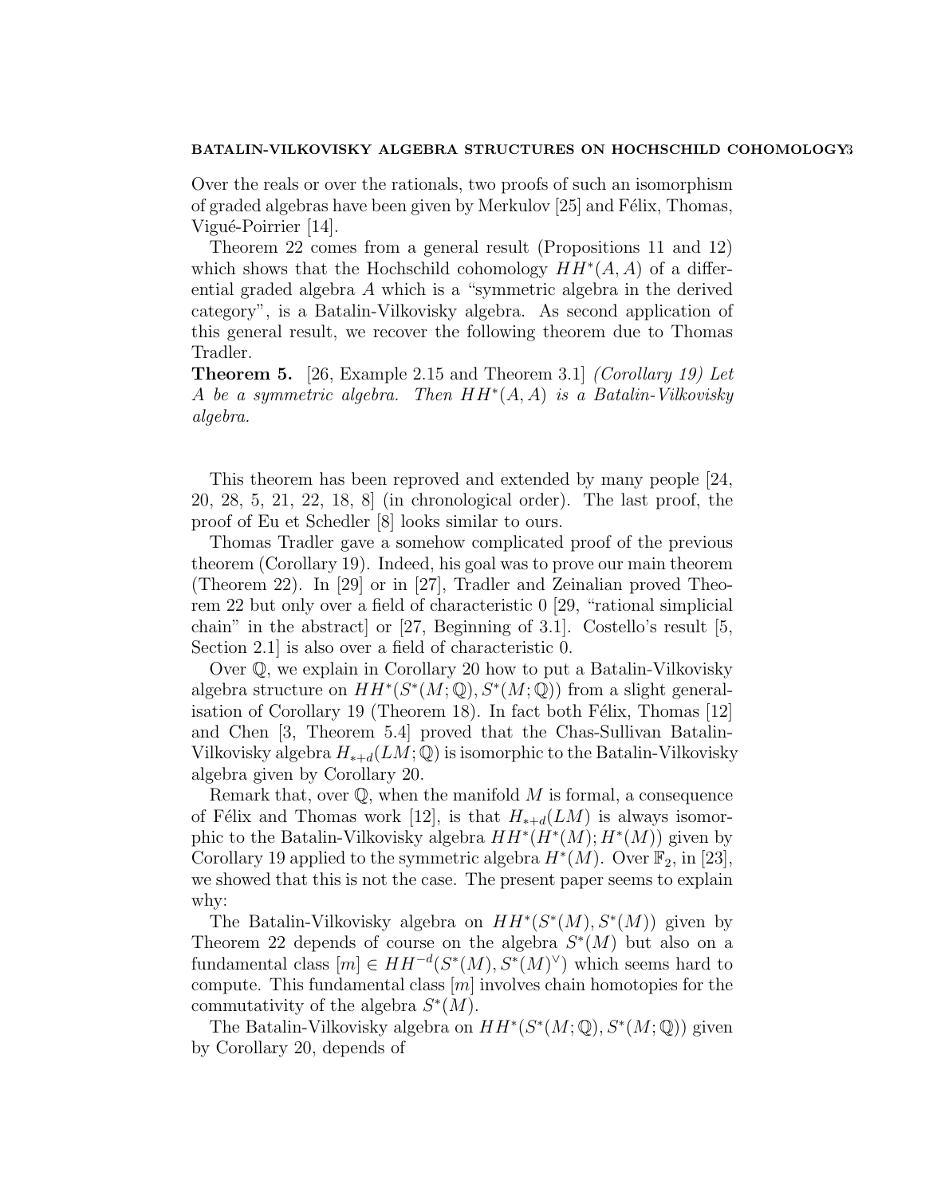Over the reals or over the rationals, two proofs of such an isomorphism of graded algebras have been given by Merkulov [25] and Félix, Thomas, Vigué-Poirrier [14].

Theorem 22 comes from a general result (Propositions 11 and 12) which shows that the Hochschild cohomology $HH^*(A, A)$ of a differential graded algebra $A$ which is a "symmetric algebra in the derived category", is a Batalin-Vilkovisky algebra. As second application of this general result, we recover the following theorem due to Thomas Tradler.

**Theorem 5.** [26, Example 2.15 and Theorem 3.1] *(Corollary 19) Let $A$ be a symmetric algebra. Then $HH^*(A, A)$ is a Batalin-Vilkovisky algebra.*

This theorem has been reproved and extended by many people [24, 20, 28, 5, 21, 22, 18, 8] (in chronological order). The last proof, the proof of Eu et Schedler [8] looks similar to ours.

Thomas Tradler gave a somehow complicated proof of the previous theorem (Corollary 19). Indeed, his goal was to prove our main theorem (Theorem 22). In [29] or in [27], Tradler and Zeinalian proved Theorem 22 but only over a field of characteristic 0 [29, "rational simplicial chain" in the abstract] or [27, Beginning of 3.1]. Costello's result [5, Section 2.1] is also over a field of characteristic 0.

Over $\mathbb{Q}$, we explain in Corollary 20 how to put a Batalin-Vilkovisky algebra structure on $HH^*(S^*(M; \mathbb{Q}), S^*(M; \mathbb{Q}))$ from a slight generalisation of Corollary 19 (Theorem 18). In fact both Félix, Thomas [12] and Chen [3, Theorem 5.4] proved that the Chas-Sullivan Batalin-Vilkovisky algebra $H_{*+d}(LM; \mathbb{Q})$ is isomorphic to the Batalin-Vilkovisky algebra given by Corollary 20.

Remark that, over $\mathbb{Q}$, when the manifold $M$ is formal, a consequence of Félix and Thomas work [12], is that $H_{*+d}(LM)$ is always isomorphic to the Batalin-Vilkovisky algebra $HH^*(H^*(M); H^*(M))$ given by Corollary 19 applied to the symmetric algebra $H^*(M)$. Over $\mathbb{F}_2$, in [23], we showed that this is not the case. The present paper seems to explain why:

The Batalin-Vilkovisky algebra on $HH^*(S^*(M), S^*(M))$ given by Theorem 22 depends of course on the algebra $S^*(M)$ but also on a fundamental class $[m] \in HH^{-d}(S^*(M), S^*(M)^\vee)$ which seems hard to compute. This fundamental class $[m]$ involves chain homotopies for the commutativity of the algebra $S^*(M)$.

The Batalin-Vilkovisky algebra on $HH^*(S^*(M; \mathbb{Q}), S^*(M; \mathbb{Q}))$ given by Corollary 20, depends of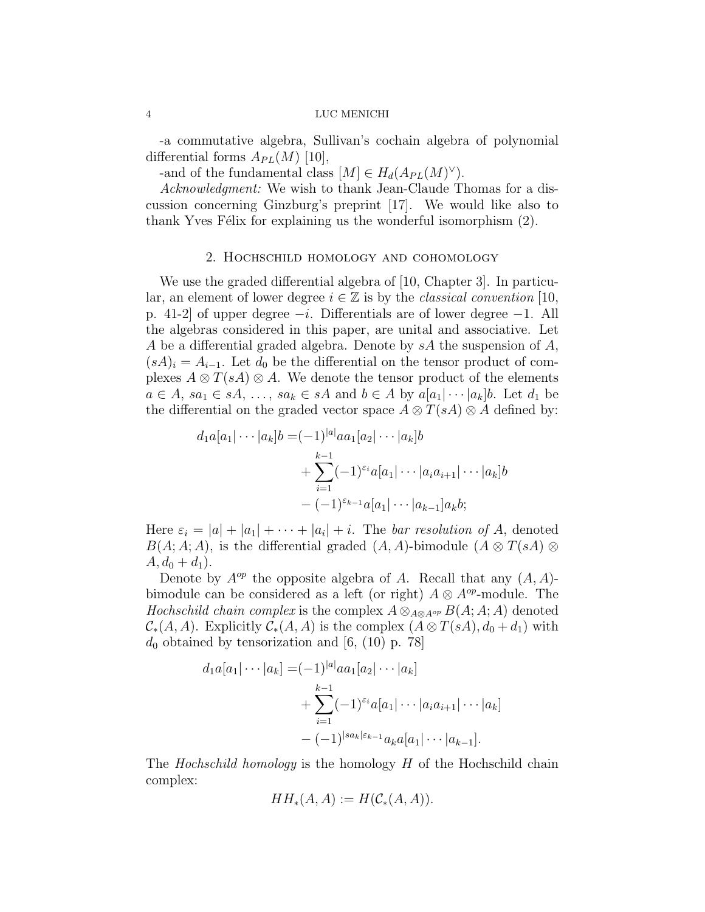-a commutative algebra, Sullivan's cochain algebra of polynomial differential forms $A_{PL}(M)$ [10],

-and of the fundamental class $[M] \in H_d(A_{PL}(M)^\vee)$.

*Acknowledgment:* We wish to thank Jean-Claude Thomas for a discussion concerning Ginzburg's preprint [17]. We would like also to thank Yves Félix for explaining us the wonderful isomorphism (2).

## 2. Hochschild homology and cohomology

We use the graded differential algebra of [10, Chapter 3]. In particular, an element of lower degree $i \in \mathbb{Z}$ is by the *classical convention* [10, p. 41-2] of upper degree $-i$. Differentials are of lower degree $-1$. All the algebras considered in this paper, are unital and associative. Let $A$ be a differential graded algebra. Denote by $sA$ the suspension of $A$, $(sA)_i = A_{i-1}$. Let $d_0$ be the differential on the tensor product of complexes $A \otimes T(sA) \otimes A$. We denote the tensor product of the elements $a \in A$, $sa_1 \in sA$, $\dots$, $sa_k \in sA$ and $b \in A$ by $a[a_1|\cdots|a_k]b$. Let $d_1$ be the differential on the graded vector space $A \otimes T(sA) \otimes A$ defined by:

$$\begin{aligned}
d_1 a[a_1|\cdots|a_k]b =&(-1)^{|a|} a a_1[a_2|\cdots|a_k]b \\
&+ \sum_{i=1}^{k-1} (-1)^{\varepsilon_i} a[a_1|\cdots|a_i a_{i+1}|\cdots|a_k]b \\
&- (-1)^{\varepsilon_{k-1}} a[a_1|\cdots|a_{k-1}]a_k b;
\end{aligned}$$

Here $\varepsilon_i = |a| + |a_1| + \cdots + |a_i| + i$. The *bar resolution of* $A$, denoted $B(A;A;A)$, is the differential graded $(A,A)$-bimodule $(A \otimes T(sA) \otimes A, d_0 + d_1)$.

Denote by $A^{op}$ the opposite algebra of $A$. Recall that any $(A,A)$-bimodule can be considered as a left (or right) $A \otimes A^{op}$-module. The *Hochschild chain complex* is the complex $A \otimes_{A \otimes A^{op}} B(A;A;A)$ denoted $\mathcal{C}_*(A,A)$. Explicitly $\mathcal{C}_*(A,A)$ is the complex $(A \otimes T(sA), d_0 + d_1)$ with $d_0$ obtained by tensorization and [6, (10) p. 78]

$$\begin{aligned}
d_1 a[a_1|\cdots|a_k] =&(-1)^{|a|} a a_1[a_2|\cdots|a_k] \\
&+ \sum_{i=1}^{k-1} (-1)^{\varepsilon_i} a[a_1|\cdots|a_i a_{i+1}|\cdots|a_k] \\
&- (-1)^{|sa_k|\varepsilon_{k-1}} a_k a[a_1|\cdots|a_{k-1}].
\end{aligned}$$

The *Hochschild homology* is the homology $H$ of the Hochschild chain complex:

$$HH_*(A,A) := H(\mathcal{C}_*(A,A)).$$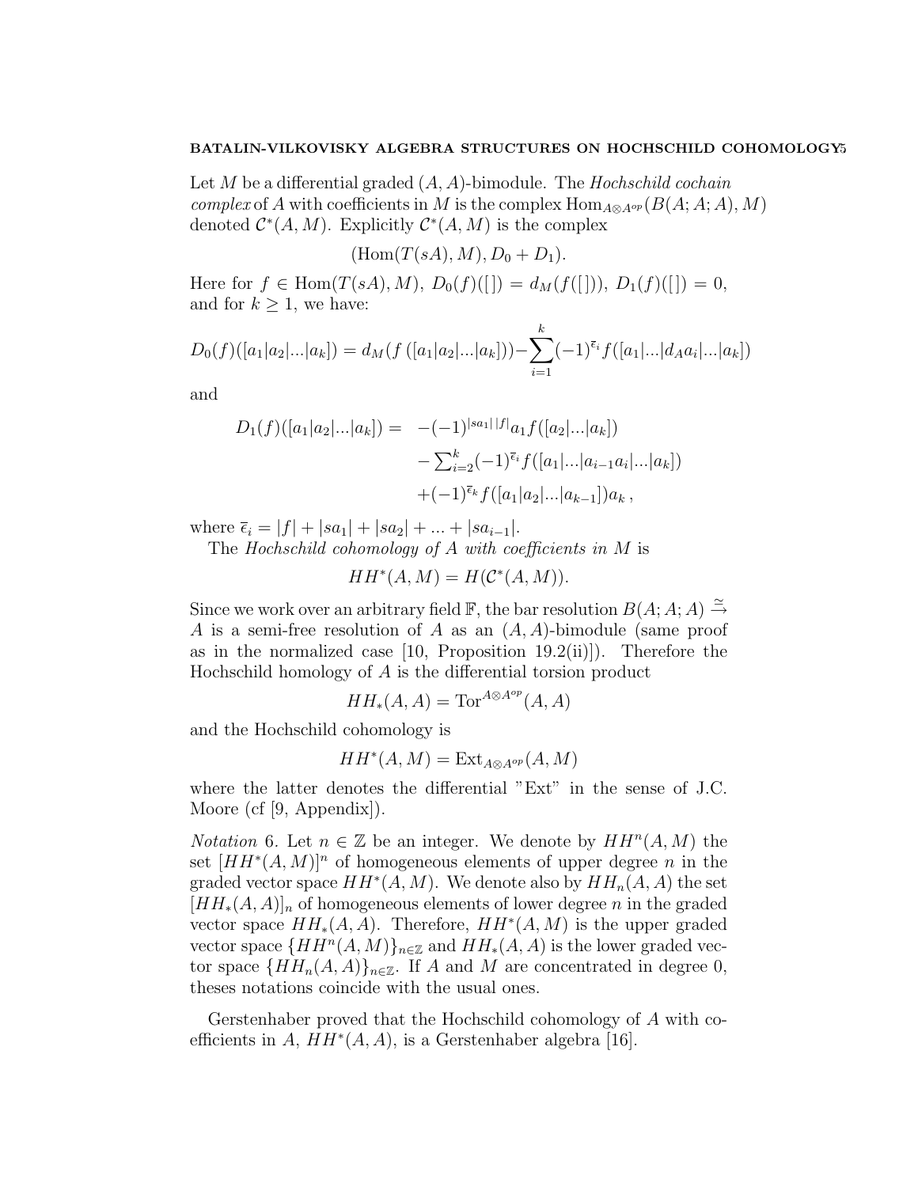Let $M$ be a differential graded $(A,A)$-bimodule. The *Hochschild cochain complex* of $A$ with coefficients in $M$ is the complex $\mathrm{Hom}_{A\otimes A^{op}}(B(A;A;A),M)$ denoted $\mathcal{C}^*(A,M)$. Explicitly $\mathcal{C}^*(A,M)$ is the complex

$$(\mathrm{Hom}(T(sA),M),D_0+D_1).$$

Here for $f\in \mathrm{Hom}(T(sA),M)$, $D_0(f)([\,])=d_M(f([\,]))$, $D_1(f)([\,])=0$, and for $k\geq 1$, we have:

$$D_0(f)([a_1|a_2|...|a_k])=d_M(f\left([a_1|a_2|...|a_k]\right))-\sum_{i=1}^{k}(-1)^{\overline{\epsilon}_i}f([a_1|...|d_Aa_i|...|a_k])$$

and

$$\begin{aligned} D_1(f)([a_1|a_2|...|a_k]) = \; & -(-1)^{|sa_1|\,|f|}a_1 f([a_2|...|a_k]) \\ & -\textstyle\sum_{i=2}^{k}(-1)^{\overline{\epsilon}_i}f([a_1|...|a_{i-1}a_i|...|a_k]) \\ & +(-1)^{\overline{\epsilon}_k}f([a_1|a_2|...|a_{k-1}])a_k\,, \end{aligned}$$

where $\overline{\epsilon}_i=|f|+|sa_1|+|sa_2|+...+|sa_{i-1}|$.

The *Hochschild cohomology of $A$ with coefficients in $M$* is

$$HH^*(A,M)=H(\mathcal{C}^*(A,M)).$$

Since we work over an arbitrary field $\mathbb{F}$, the bar resolution $B(A;A;A)\overset{\simeq}{\to} A$ is a semi-free resolution of $A$ as an $(A,A)$-bimodule (same proof as in the normalized case [10, Proposition 19.2(ii)]). Therefore the Hochschild homology of $A$ is the differential torsion product

$$HH_*(A,A)=\mathrm{Tor}^{A\otimes A^{op}}(A,A)$$

and the Hochschild cohomology is

$$HH^*(A,M)=\mathrm{Ext}_{A\otimes A^{op}}(A,M)$$

where the latter denotes the differential "Ext" in the sense of J.C. Moore (cf [9, Appendix]).

*Notation* 6. Let $n\in\mathbb{Z}$ be an integer. We denote by $HH^n(A,M)$ the set $[HH^*(A,M)]^n$ of homogeneous elements of upper degree $n$ in the graded vector space $HH^*(A,M)$. We denote also by $HH_n(A,A)$ the set $[HH_*(A,A)]_n$ of homogeneous elements of lower degree $n$ in the graded vector space $HH_*(A,A)$. Therefore, $HH^*(A,M)$ is the upper graded vector space $\{HH^n(A,M)\}_{n\in\mathbb{Z}}$ and $HH_*(A,A)$ is the lower graded vector space $\{HH_n(A,A)\}_{n\in\mathbb{Z}}$. If $A$ and $M$ are concentrated in degree 0, theses notations coincide with the usual ones.

Gerstenhaber proved that the Hochschild cohomology of $A$ with coefficients in $A$, $HH^*(A,A)$, is a Gerstenhaber algebra [16].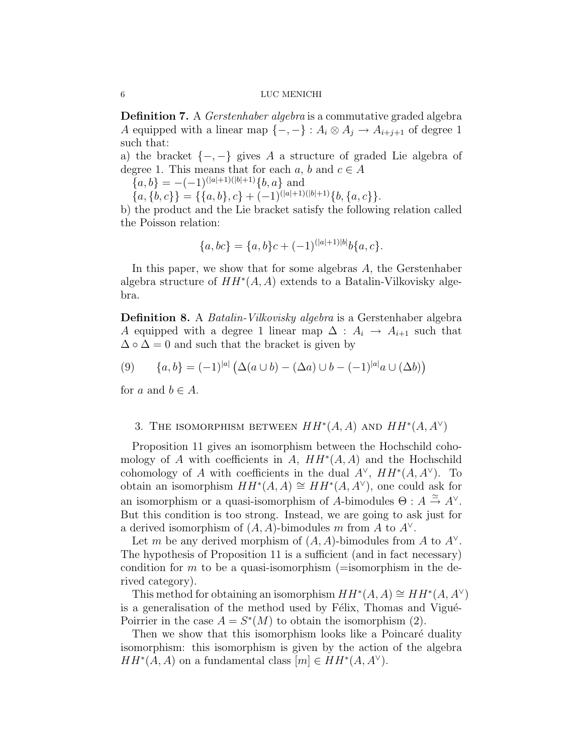**Definition 7.** A *Gerstenhaber algebra* is a commutative graded algebra $A$ equipped with a linear map $\{-,-\} : A_i \otimes A_j \to A_{i+j+1}$ of degree 1 such that:

a) the bracket $\{-,-\}$ gives $A$ a structure of graded Lie algebra of degree 1. This means that for each $a$, $b$ and $c \in A$

$\{a,b\} = -(-1)^{(|a|+1)(|b|+1)}\{b,a\}$ and

$\{a,\{b,c\}\} = \{\{a,b\},c\} + (-1)^{(|a|+1)(|b|+1)}\{b,\{a,c\}\}$.

b) the product and the Lie bracket satisfy the following relation called the Poisson relation:

$$\{a, bc\} = \{a,b\}c + (-1)^{(|a|+1)|b|} b\{a,c\}.$$

In this paper, we show that for some algebras $A$, the Gerstenhaber algebra structure of $HH^*(A,A)$ extends to a Batalin-Vilkovisky algebra.

**Definition 8.** A *Batalin-Vilkovisky algebra* is a Gerstenhaber algebra $A$ equipped with a degree 1 linear map $\Delta : A_i \to A_{i+1}$ such that $\Delta \circ \Delta = 0$ and such that the bracket is given by

$$\{a,b\} = (-1)^{|a|}\left(\Delta(a \cup b) - (\Delta a) \cup b - (-1)^{|a|} a \cup (\Delta b)\right) \tag{9}$$

for $a$ and $b \in A$.

## 3. The isomorphism between $HH^*(A,A)$ and $HH^*(A,A^\vee)$

Proposition 11 gives an isomorphism between the Hochschild cohomology of $A$ with coefficients in $A$, $HH^*(A,A)$ and the Hochschild cohomology of $A$ with coefficients in the dual $A^\vee$, $HH^*(A,A^\vee)$. To obtain an isomorphism $HH^*(A,A) \cong HH^*(A,A^\vee)$, one could ask for an isomorphism or a quasi-isomorphism of $A$-bimodules $\Theta : A \xrightarrow{\simeq} A^\vee$. But this condition is too strong. Instead, we are going to ask just for a derived isomorphism of $(A,A)$-bimodules $m$ from $A$ to $A^\vee$.

Let $m$ be any derived morphism of $(A,A)$-bimodules from $A$ to $A^\vee$. The hypothesis of Proposition 11 is a sufficient (and in fact necessary) condition for $m$ to be a quasi-isomorphism (=isomorphism in the derived category).

This method for obtaining an isomorphism $HH^*(A,A) \cong HH^*(A,A^\vee)$ is a generalisation of the method used by Félix, Thomas and Vigué-Poirrier in the case $A = S^*(M)$ to obtain the isomorphism (2).

Then we show that this isomorphism looks like a Poincaré duality isomorphism: this isomorphism is given by the action of the algebra $HH^*(A,A)$ on a fundamental class $[m] \in HH^*(A,A^\vee)$.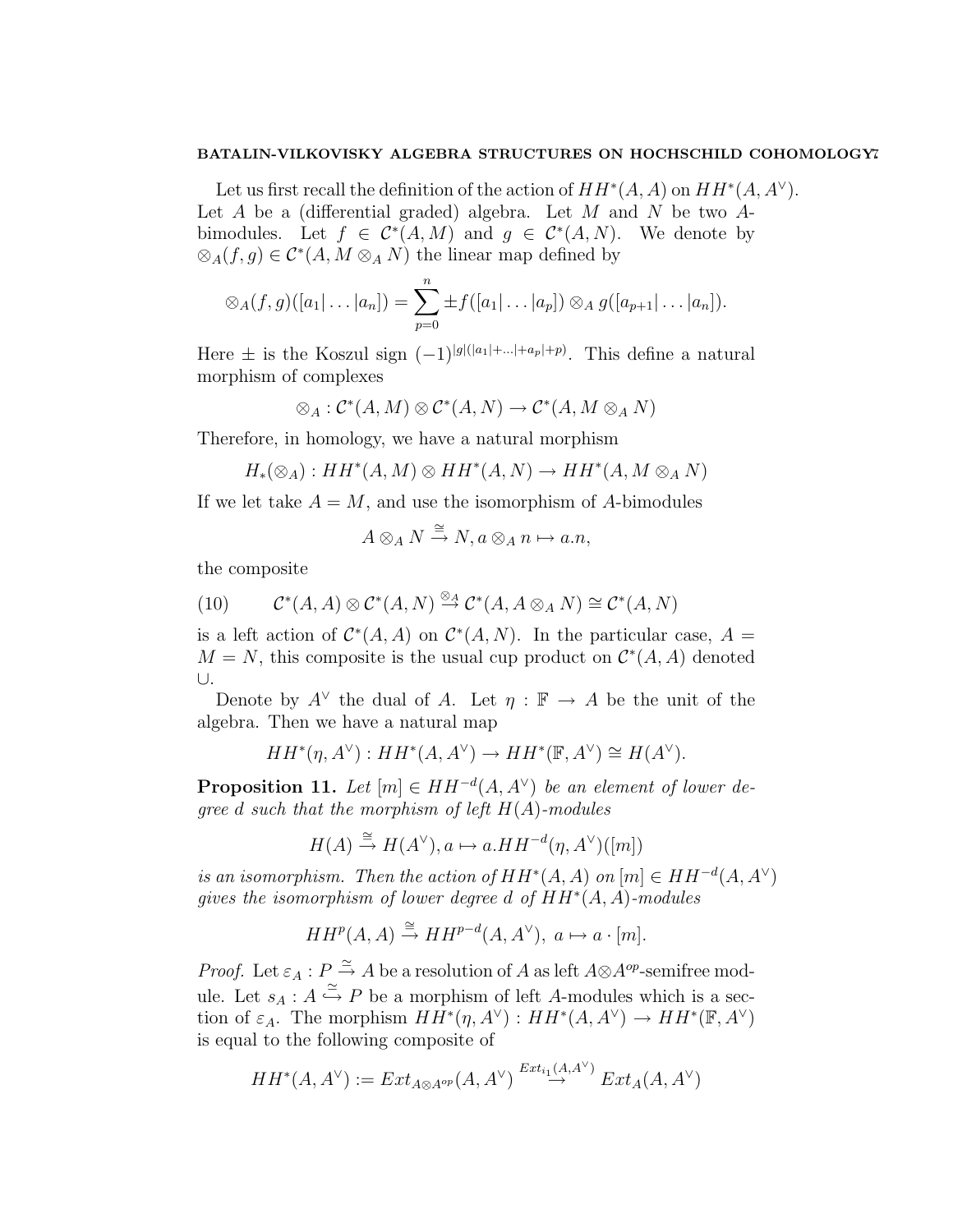Let us first recall the definition of the action of $HH^*(A,A)$ on $HH^*(A,A^\vee)$. Let $A$ be a (differential graded) algebra. Let $M$ and $N$ be two $A$-bimodules. Let $f \in \mathcal{C}^*(A,M)$ and $g \in \mathcal{C}^*(A,N)$. We denote by $\otimes_A(f,g) \in \mathcal{C}^*(A, M\otimes_A N)$ the linear map defined by

$$\otimes_A(f,g)([a_1|\dots|a_n]) = \sum_{p=0}^{n} \pm f([a_1|\dots|a_p]) \otimes_A g([a_{p+1}|\dots|a_n]).$$

Here $\pm$ is the Koszul sign $(-1)^{|g|(|a_1|+\dots|+a_p|+p)}$. This define a natural morphism of complexes

$$\otimes_A : \mathcal{C}^*(A,M)\otimes \mathcal{C}^*(A,N) \to \mathcal{C}^*(A, M\otimes_A N)$$

Therefore, in homology, we have a natural morphism

$$H_*(\otimes_A) : HH^*(A,M)\otimes HH^*(A,N) \to HH^*(A, M\otimes_A N)$$

If we let take $A = M$, and use the isomorphism of $A$-bimodules

$$A\otimes_A N \overset{\cong}{\to} N, a\otimes_A n \mapsto a.n,$$

the composite

$$\mathcal{C}^*(A,A)\otimes \mathcal{C}^*(A,N) \overset{\otimes_A}{\to} \mathcal{C}^*(A, A\otimes_A N) \cong \mathcal{C}^*(A,N) \tag{10}$$

is a left action of $\mathcal{C}^*(A,A)$ on $\mathcal{C}^*(A,N)$. In the particular case, $A = M = N$, this composite is the usual cup product on $\mathcal{C}^*(A,A)$ denoted $\cup$.

Denote by $A^\vee$ the dual of $A$. Let $\eta : \mathbb{F} \to A$ be the unit of the algebra. Then we have a natural map

$$HH^*(\eta, A^\vee) : HH^*(A,A^\vee) \to HH^*(\mathbb{F}, A^\vee) \cong H(A^\vee).$$

**Proposition 11.** *Let $[m] \in HH^{-d}(A,A^\vee)$ be an element of lower degree $d$ such that the morphism of left $H(A)$-modules*

$$H(A) \overset{\cong}{\to} H(A^\vee), a \mapsto a.HH^{-d}(\eta, A^\vee)([m])$$

*is an isomorphism. Then the action of $HH^*(A,A)$ on $[m] \in HH^{-d}(A,A^\vee)$ gives the isomorphism of lower degree $d$ of $HH^*(A,A)$-modules*

$$HH^p(A,A) \overset{\cong}{\to} HH^{p-d}(A,A^\vee),\ a \mapsto a\cdot [m].$$

*Proof.* Let $\varepsilon_A : P \overset{\simeq}{\to} A$ be a resolution of $A$ as left $A\otimes A^{op}$-semifree module. Let $s_A : A \overset{\simeq}{\hookrightarrow} P$ be a morphism of left $A$-modules which is a section of $\varepsilon_A$. The morphism $HH^*(\eta, A^\vee) : HH^*(A,A^\vee) \to HH^*(\mathbb{F}, A^\vee)$ is equal to the following composite of

$$HH^*(A,A^\vee) := Ext_{A\otimes A^{op}}(A,A^\vee) \overset{Ext_{i_1}(A,A^\vee)}{\to} Ext_A(A,A^\vee)$$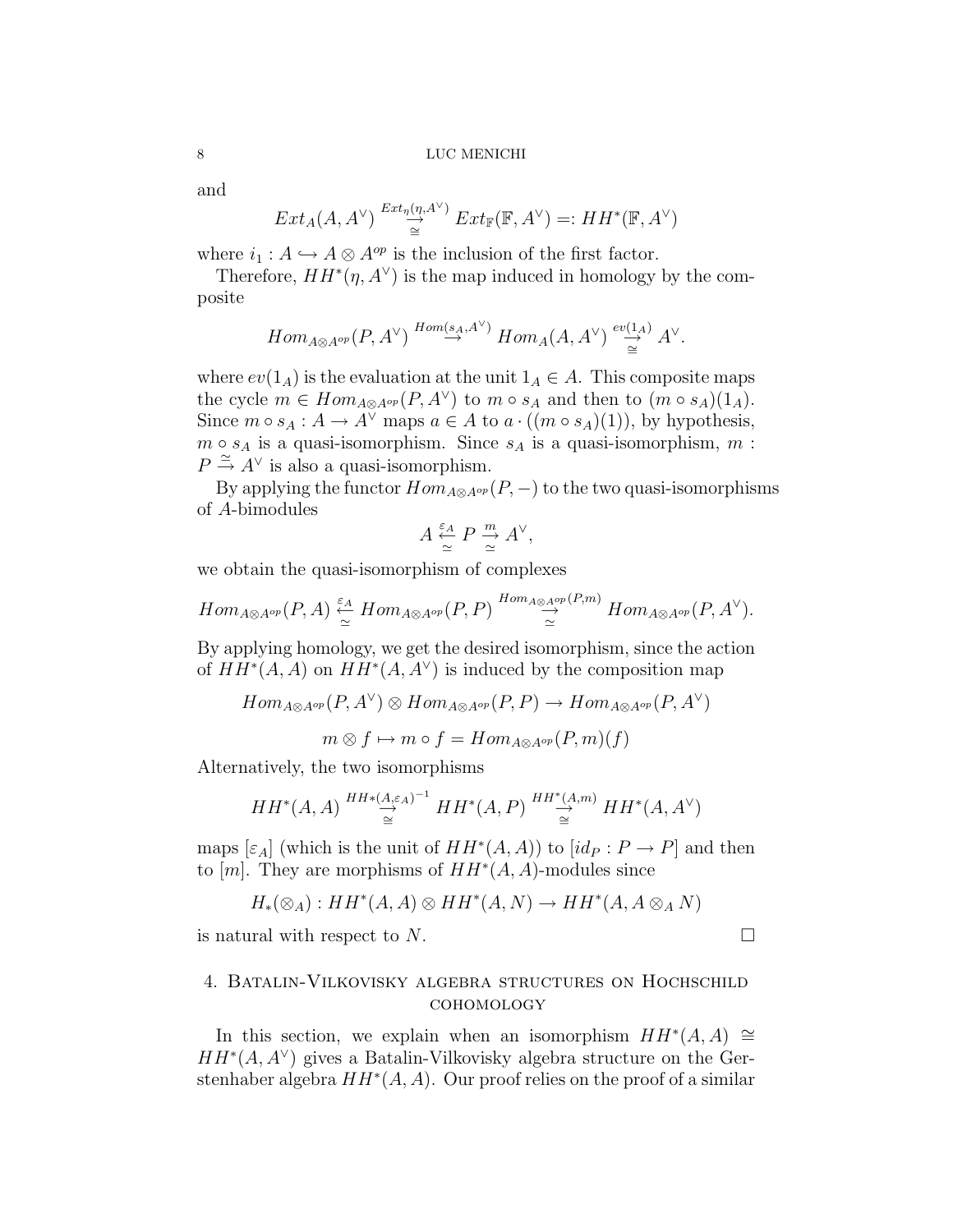and

$$Ext_A(A, A^\vee) \overset{Ext_\eta(\eta, A^\vee)}{\underset{\cong}{\to}} Ext_{\mathbb{F}}(\mathbb{F}, A^\vee) =: HH^*(\mathbb{F}, A^\vee)$$

where $i_1 : A \hookrightarrow A \otimes A^{op}$ is the inclusion of the first factor.

Therefore, $HH^*(\eta, A^\vee)$ is the map induced in homology by the composite

$$Hom_{A\otimes A^{op}}(P, A^\vee) \overset{Hom(s_A, A^\vee)}{\to} Hom_A(A, A^\vee) \overset{ev(1_A)}{\underset{\cong}{\to}} A^\vee.$$

where $ev(1_A)$ is the evaluation at the unit $1_A \in A$. This composite maps the cycle $m \in Hom_{A\otimes A^{op}}(P, A^\vee)$ to $m \circ s_A$ and then to $(m \circ s_A)(1_A)$. Since $m \circ s_A : A \to A^\vee$ maps $a \in A$ to $a \cdot ((m \circ s_A)(1))$, by hypothesis, $m \circ s_A$ is a quasi-isomorphism. Since $s_A$ is a quasi-isomorphism, $m : P \overset{\simeq}{\to} A^\vee$ is also a quasi-isomorphism.

By applying the functor $Hom_{A\otimes A^{op}}(P, -)$ to the two quasi-isomorphisms of $A$-bimodules

$$A \underset{\simeq}{\overset{\varepsilon_A}{\leftarrow}} P \underset{\simeq}{\overset{m}{\to}} A^\vee,$$

we obtain the quasi-isomorphism of complexes

$$Hom_{A\otimes A^{op}}(P, A) \underset{\simeq}{\overset{\varepsilon_A}{\leftarrow}} Hom_{A\otimes A^{op}}(P, P) \overset{Hom_{A\otimes A^{op}}(P,m)}{\underset{\simeq}{\to}} Hom_{A\otimes A^{op}}(P, A^\vee).$$

By applying homology, we get the desired isomorphism, since the action of $HH^*(A, A)$ on $HH^*(A, A^\vee)$ is induced by the composition map

$$Hom_{A\otimes A^{op}}(P, A^\vee) \otimes Hom_{A\otimes A^{op}}(P, P) \to Hom_{A\otimes A^{op}}(P, A^\vee)$$

$$m \otimes f \mapsto m \circ f = Hom_{A\otimes A^{op}}(P, m)(f)$$

Alternatively, the two isomorphisms

$$HH^*(A, A) \overset{HH*(A,\varepsilon_A)^{-1}}{\underset{\cong}{\to}} HH^*(A, P) \overset{HH^*(A,m)}{\underset{\cong}{\to}} HH^*(A, A^\vee)$$

maps $[\varepsilon_A]$ (which is the unit of $HH^*(A, A)$) to $[id_P : P \to P]$ and then to $[m]$. They are morphisms of $HH^*(A, A)$-modules since

$$H_*(\otimes_A) : HH^*(A, A) \otimes HH^*(A, N) \to HH^*(A, A \otimes_A N)$$

is natural with respect to $N$. $\square$

## 4. Batalin-Vilkovisky algebra structures on Hochschild cohomology

In this section, we explain when an isomorphism $HH^*(A, A) \cong HH^*(A, A^\vee)$ gives a Batalin-Vilkovisky algebra structure on the Gerstenhaber algebra $HH^*(A, A)$. Our proof relies on the proof of a similar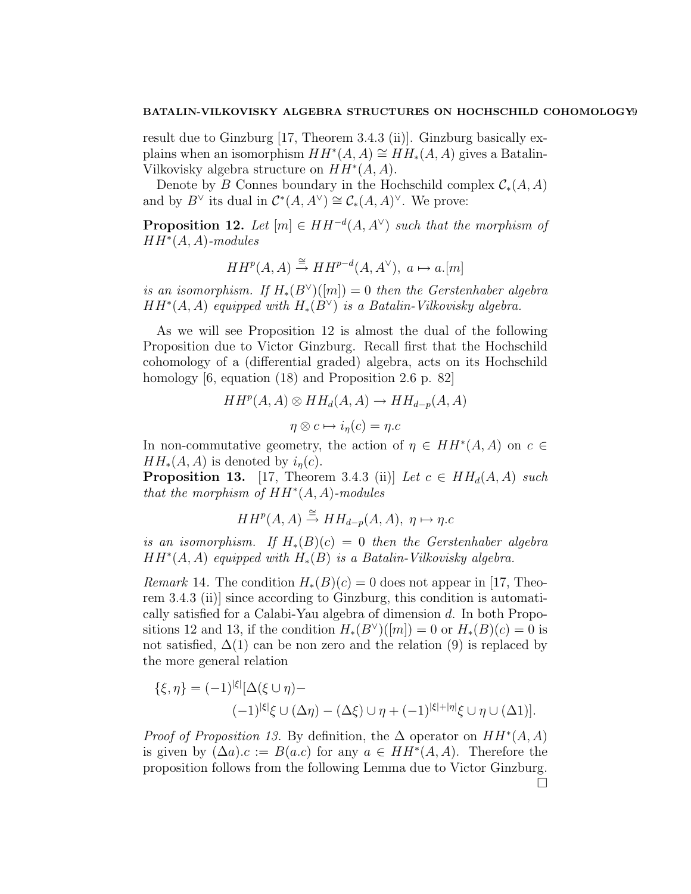result due to Ginzburg [17, Theorem 3.4.3 (ii)]. Ginzburg basically explains when an isomorphism $HH^*(A,A) \cong HH_*(A,A)$ gives a Batalin-Vilkovisky algebra structure on $HH^*(A,A)$.

Denote by $B$ Connes boundary in the Hochschild complex $\mathcal{C}_*(A,A)$ and by $B^\vee$ its dual in $\mathcal{C}^*(A,A^\vee) \cong \mathcal{C}_*(A,A)^\vee$. We prove:

**Proposition 12.** *Let $[m] \in HH^{-d}(A,A^\vee)$ such that the morphism of $HH^*(A,A)$-modules*

$$HH^p(A,A) \xrightarrow{\cong} HH^{p-d}(A,A^\vee),\ a \mapsto a.[m]$$

*is an isomorphism. If $H_*(B^\vee)([m]) = 0$ then the Gerstenhaber algebra $HH^*(A,A)$ equipped with $H_*(B^\vee)$ is a Batalin-Vilkovisky algebra.*

As we will see Proposition 12 is almost the dual of the following Proposition due to Victor Ginzburg. Recall first that the Hochschild cohomology of a (differential graded) algebra, acts on its Hochschild homology [6, equation (18) and Proposition 2.6 p. 82]

$$HH^p(A,A) \otimes HH_d(A,A) \to HH_{d-p}(A,A)$$

$$\eta \otimes c \mapsto i_\eta(c) = \eta.c$$

In non-commutative geometry, the action of $\eta \in HH^*(A,A)$ on $c \in HH_*(A,A)$ is denoted by $i_\eta(c)$.

**Proposition 13.** [17, Theorem 3.4.3 (ii)] *Let $c \in HH_d(A,A)$ such that the morphism of $HH^*(A,A)$-modules*

$$HH^p(A,A) \xrightarrow{\cong} HH_{d-p}(A,A),\ \eta \mapsto \eta.c$$

*is an isomorphism. If $H_*(B)(c) = 0$ then the Gerstenhaber algebra $HH^*(A,A)$ equipped with $H_*(B)$ is a Batalin-Vilkovisky algebra.*

*Remark* 14. The condition $H_*(B)(c) = 0$ does not appear in [17, Theorem 3.4.3 (ii)] since according to Ginzburg, this condition is automatically satisfied for a Calabi-Yau algebra of dimension $d$. In both Propositions 12 and 13, if the condition $H_*(B^\vee)([m]) = 0$ or $H_*(B)(c) = 0$ is not satisfied, $\Delta(1)$ can be non zero and the relation (9) is replaced by the more general relation

$$\{\xi,\eta\} = (-1)^{|\xi|}[\Delta(\xi \cup \eta) - (-1)^{|\xi|}\xi \cup (\Delta\eta) - (\Delta\xi) \cup \eta + (-1)^{|\xi|+|\eta|}\xi \cup \eta \cup (\Delta 1)].$$

*Proof of Proposition 13.* By definition, the $\Delta$ operator on $HH^*(A,A)$ is given by $(\Delta a).c := B(a.c)$ for any $a \in HH^*(A,A)$. Therefore the proposition follows from the following Lemma due to Victor Ginzburg. $\square$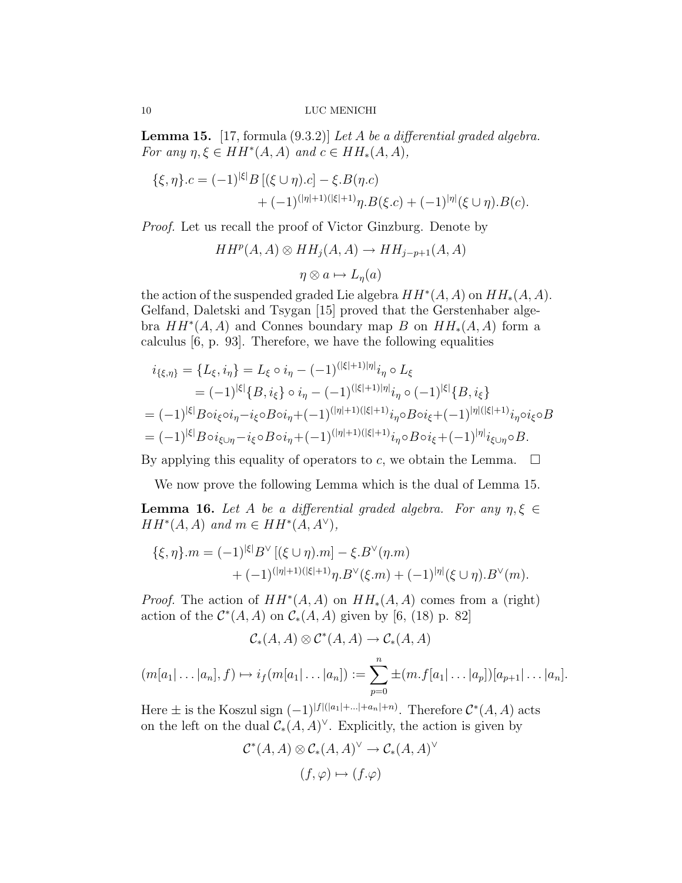**Lemma 15.** [17, formula (9.3.2)] *Let $A$ be a differential graded algebra. For any $\eta, \xi \in HH^*(A,A)$ and $c \in HH_*(A,A)$,*

$$\{\xi,\eta\}.c = (-1)^{|\xi|}B\left[(\xi\cup\eta).c\right] - \xi.B(\eta.c) + (-1)^{(|\eta|+1)(|\xi|+1)}\eta.B(\xi.c) + (-1)^{|\eta|}(\xi\cup\eta).B(c).$$

*Proof.* Let us recall the proof of Victor Ginzburg. Denote by

$$HH^p(A,A)\otimes HH_j(A,A) \to HH_{j-p+1}(A,A)$$

$$\eta\otimes a \mapsto L_\eta(a)$$

the action of the suspended graded Lie algebra $HH^*(A,A)$ on $HH_*(A,A)$. Gelfand, Daletski and Tsygan [15] proved that the Gerstenhaber algebra $HH^*(A,A)$ and Connes boundary map $B$ on $HH_*(A,A)$ form a calculus [6, p. 93]. Therefore, we have the following equalities

$$\begin{aligned}
i_{\{\xi,\eta\}} &= \{L_\xi, i_\eta\} = L_\xi\circ i_\eta - (-1)^{(|\xi|+1)|\eta|}i_\eta\circ L_\xi\\
&= (-1)^{|\xi|}\{B,i_\xi\}\circ i_\eta - (-1)^{(|\xi|+1)|\eta|}i_\eta\circ(-1)^{|\xi|}\{B,i_\xi\}\\
&= (-1)^{|\xi|}B\circ i_\xi\circ i_\eta - i_\xi\circ B\circ i_\eta + (-1)^{(|\eta|+1)(|\xi|+1)}i_\eta\circ B\circ i_\xi + (-1)^{|\eta|(|\xi|+1)}i_\eta\circ i_\xi\circ B\\
&= (-1)^{|\xi|}B\circ i_{\xi\cup\eta} - i_\xi\circ B\circ i_\eta + (-1)^{(|\eta|+1)(|\xi|+1)}i_\eta\circ B\circ i_\xi + (-1)^{|\eta|}i_{\xi\cup\eta}\circ B.
\end{aligned}$$

By applying this equality of operators to $c$, we obtain the Lemma. $\square$

We now prove the following Lemma which is the dual of Lemma 15.

**Lemma 16.** *Let $A$ be a differential graded algebra. For any $\eta, \xi \in HH^*(A,A)$ and $m \in HH^*(A,A^\vee)$,*

$$\{\xi,\eta\}.m = (-1)^{|\xi|}B^\vee\left[(\xi\cup\eta).m\right] - \xi.B^\vee(\eta.m) + (-1)^{(|\eta|+1)(|\xi|+1)}\eta.B^\vee(\xi.m) + (-1)^{|\eta|}(\xi\cup\eta).B^\vee(m).$$

*Proof.* The action of $HH^*(A,A)$ on $HH_*(A,A)$ comes from a (right) action of the $\mathcal{C}^*(A,A)$ on $\mathcal{C}_*(A,A)$ given by [6, (18) p. 82]

$$\mathcal{C}_*(A,A)\otimes\mathcal{C}^*(A,A)\to\mathcal{C}_*(A,A)$$

$$(m[a_1|\dots|a_n],f)\mapsto i_f(m[a_1|\dots|a_n]) := \sum_{p=0}^{n}\pm(m.f[a_1|\dots|a_p])[a_{p+1}|\dots|a_n].$$

Here $\pm$ is the Koszul sign $(-1)^{|f|(|a_1|+\dots|+a_n|+n)}$. Therefore $\mathcal{C}^*(A,A)$ acts on the left on the dual $\mathcal{C}_*(A,A)^\vee$. Explicitly, the action is given by

$$\mathcal{C}^*(A,A)\otimes\mathcal{C}_*(A,A)^\vee\to\mathcal{C}_*(A,A)^\vee$$

$$(f,\varphi)\mapsto(f.\varphi)$$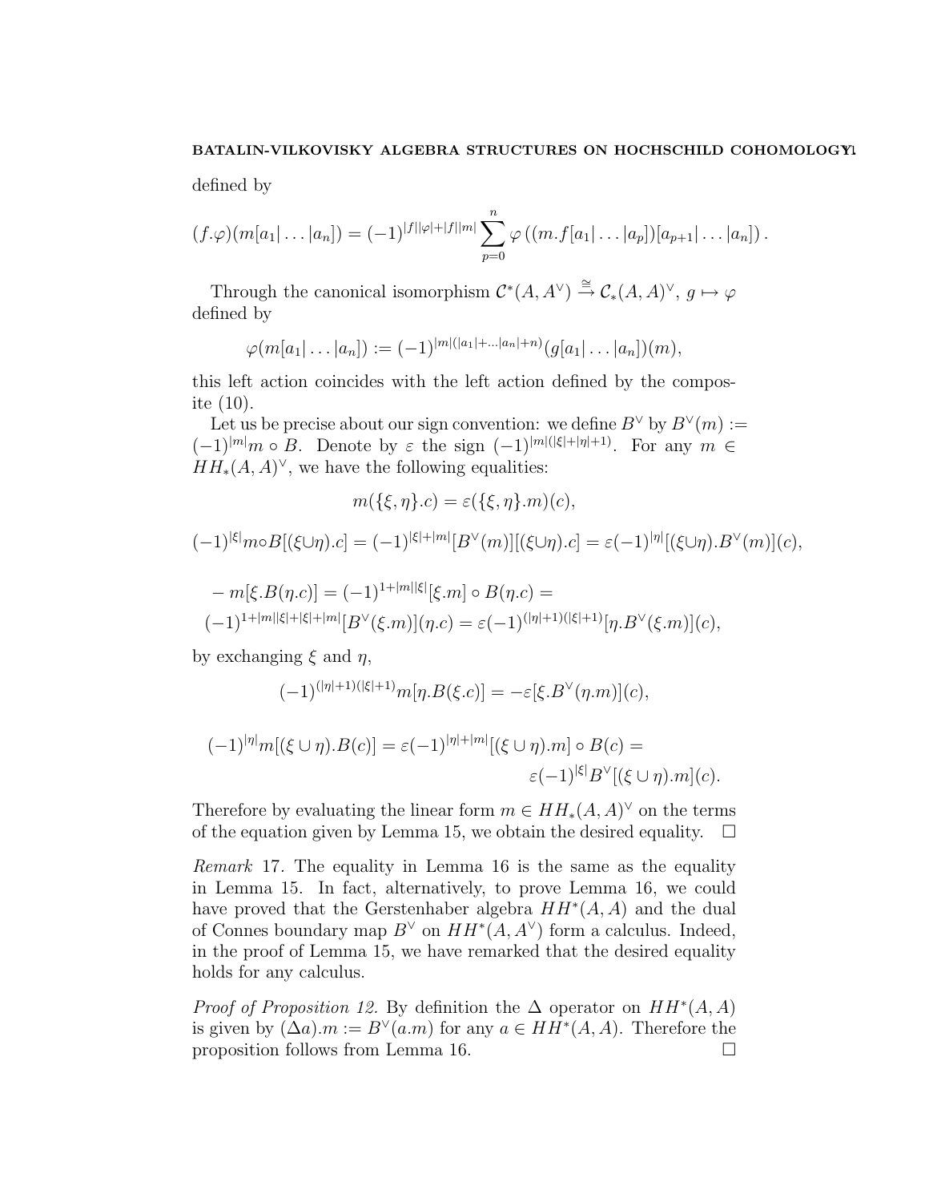defined by

$$(f.\varphi)(m[a_1|\dots|a_n]) = (-1)^{|f||\varphi|+|f||m|}\sum_{p=0}^{n}\varphi\left((m.f[a_1|\dots|a_p])[a_{p+1}|\dots|a_n]\right).$$

Through the canonical isomorphism $\mathcal{C}^*(A,A^\vee)\overset{\cong}{\to}\mathcal{C}_*(A,A)^\vee$, $g\mapsto\varphi$ defined by

$$\varphi(m[a_1|\dots|a_n]) := (-1)^{|m|(|a_1|+\dots|a_n|+n)}(g[a_1|\dots|a_n])(m),$$

this left action coincides with the left action defined by the composite (10).

Let us be precise about our sign convention: we define $B^\vee$ by $B^\vee(m) := (-1)^{|m|}m\circ B$. Denote by $\varepsilon$ the sign $(-1)^{|m|(|\xi|+|\eta|+1)}$. For any $m\in HH_*(A,A)^\vee$, we have the following equalities:

$$m(\{\xi,\eta\}.c) = \varepsilon(\{\xi,\eta\}.m)(c),$$

$$(-1)^{|\xi|}m\circ B[(\xi\cup\eta).c] = (-1)^{|\xi|+|m|}[B^\vee(m)][(\xi\cup\eta).c] = \varepsilon(-1)^{|\eta|}[(\xi\cup\eta).B^\vee(m)](c),$$

$$-m[\xi.B(\eta.c)] = (-1)^{1+|m||\xi|}[\xi.m]\circ B(\eta.c) =$$
$$(-1)^{1+|m||\xi|+|\xi|+|m|}[B^\vee(\xi.m)](\eta.c) = \varepsilon(-1)^{(|\eta|+1)(|\xi|+1)}[\eta.B^\vee(\xi.m)](c),$$

by exchanging $\xi$ and $\eta$,

$$(-1)^{(|\eta|+1)(|\xi|+1)}m[\eta.B(\xi.c)] = -\varepsilon[\xi.B^\vee(\eta.m)](c),$$

$$(-1)^{|\eta|}m[(\xi\cup\eta).B(c)] = \varepsilon(-1)^{|\eta|+|m|}[(\xi\cup\eta).m]\circ B(c) =$$
$$\varepsilon(-1)^{|\xi|}B^\vee[(\xi\cup\eta).m](c).$$

Therefore by evaluating the linear form $m\in HH_*(A,A)^\vee$ on the terms of the equation given by Lemma 15, we obtain the desired equality. □

*Remark* 17. The equality in Lemma 16 is the same as the equality in Lemma 15. In fact, alternatively, to prove Lemma 16, we could have proved that the Gerstenhaber algebra $HH^*(A,A)$ and the dual of Connes boundary map $B^\vee$ on $HH^*(A,A^\vee)$ form a calculus. Indeed, in the proof of Lemma 15, we have remarked that the desired equality holds for any calculus.

*Proof of Proposition 12.* By definition the $\Delta$ operator on $HH^*(A,A)$ is given by $(\Delta a).m := B^\vee(a.m)$ for any $a\in HH^*(A,A)$. Therefore the proposition follows from Lemma 16. □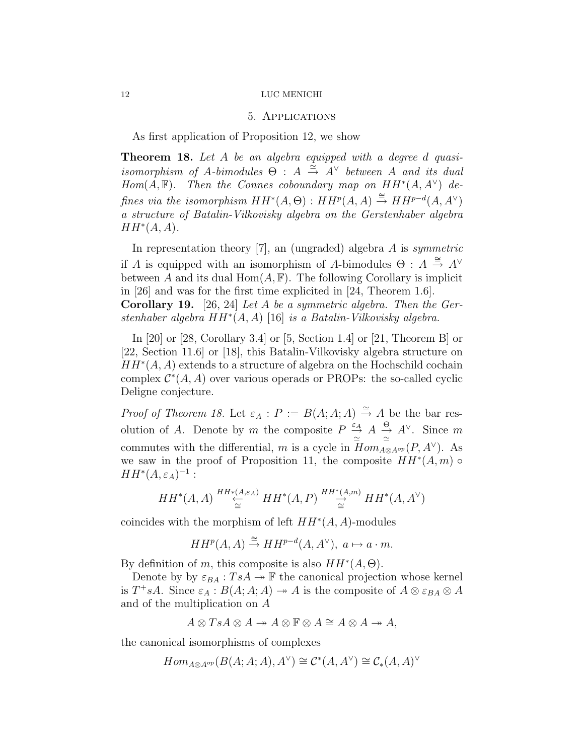## 5. Applications

As first application of Proposition 12, we show

**Theorem 18.** *Let $A$ be an algebra equipped with a degree $d$ quasi-isomorphism of $A$-bimodules $\Theta : A \overset{\simeq}{\to} A^\vee$ between $A$ and its dual $Hom(A, \mathbb{F})$. Then the Connes coboundary map on $HH^*(A, A^\vee)$ defines via the isomorphism $HH^*(A, \Theta) : HH^p(A, A) \overset{\cong}{\to} HH^{p-d}(A, A^\vee)$ a structure of Batalin-Vilkovisky algebra on the Gerstenhaber algebra $HH^*(A, A)$.*

In representation theory [7], an (ungraded) algebra $A$ is *symmetric* if $A$ is equipped with an isomorphism of $A$-bimodules $\Theta : A \overset{\cong}{\to} A^\vee$ between $A$ and its dual $\mathrm{Hom}(A, \mathbb{F})$. The following Corollary is implicit in [26] and was for the first time explicited in [24, Theorem 1.6].

**Corollary 19.** [26, 24] *Let $A$ be a symmetric algebra. Then the Gerstenhaber algebra $HH^*(A, A)$ [16] is a Batalin-Vilkovisky algebra.*

In [20] or [28, Corollary 3.4] or [5, Section 1.4] or [21, Theorem B] or [22, Section 11.6] or [18], this Batalin-Vilkovisky algebra structure on $HH^*(A, A)$ extends to a structure of algebra on the Hochschild cochain complex $\mathcal{C}^*(A, A)$ over various operads or PROPs: the so-called cyclic Deligne conjecture.

*Proof of Theorem 18.* Let $\varepsilon_A : P := B(A; A; A) \overset{\simeq}{\to} A$ be the bar resolution of $A$. Denote by $m$ the composite $P \underset{\simeq}{\overset{\varepsilon_A}{\to}} A \underset{\simeq}{\overset{\Theta}{\to}} A^\vee$. Since $m$ commutes with the differential, $m$ is a cycle in $Hom_{A \otimes A^{op}}(P, A^\vee)$. As we saw in the proof of Proposition 11, the composite $HH^*(A, m) \circ HH^*(A, \varepsilon_A)^{-1}$ :

$$HH^*(A, A) \underset{\cong}{\overset{HH^*(A,\varepsilon_A)}{\leftarrow}} HH^*(A, P) \underset{\cong}{\overset{HH^*(A,m)}{\to}} HH^*(A, A^\vee)$$

coincides with the morphism of left $HH^*(A, A)$-modules

$$HH^p(A, A) \overset{\cong}{\to} HH^{p-d}(A, A^\vee),\ a \mapsto a \cdot m.$$

By definition of $m$, this composite is also $HH^*(A, \Theta)$.

Denote by by $\varepsilon_{BA} : TsA \twoheadrightarrow \mathbb{F}$ the canonical projection whose kernel is $T^+sA$. Since $\varepsilon_A : B(A; A; A) \twoheadrightarrow A$ is the composite of $A \otimes \varepsilon_{BA} \otimes A$ and of the multiplication on $A$

$$A \otimes TsA \otimes A \twoheadrightarrow A \otimes \mathbb{F} \otimes A \cong A \otimes A \twoheadrightarrow A,$$

the canonical isomorphisms of complexes

$$Hom_{A \otimes A^{op}}(B(A; A; A), A^\vee) \cong \mathcal{C}^*(A, A^\vee) \cong \mathcal{C}_*(A, A)^\vee$$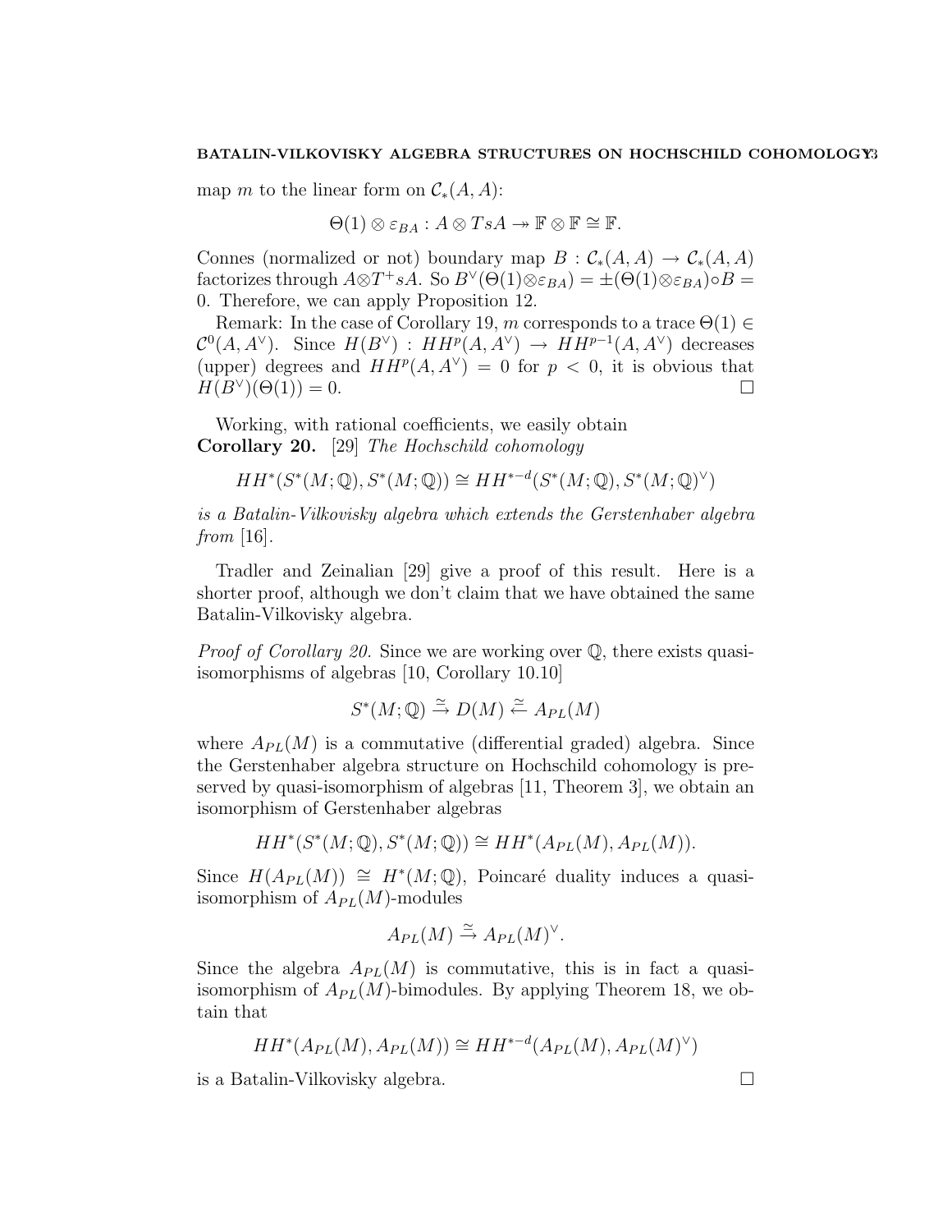map $m$ to the linear form on $\mathcal{C}_*(A, A)$:

$$\Theta(1) \otimes \varepsilon_{BA} : A \otimes TsA \twoheadrightarrow \mathbb{F} \otimes \mathbb{F} \cong \mathbb{F}.$$

Connes (normalized or not) boundary map $B : \mathcal{C}_*(A, A) \to \mathcal{C}_*(A, A)$ factorizes through $A \otimes T^+ sA$. So $B^\vee(\Theta(1) \otimes \varepsilon_{BA}) = \pm(\Theta(1) \otimes \varepsilon_{BA}) \circ B = 0$. Therefore, we can apply Proposition 12.

Remark: In the case of Corollary 19, $m$ corresponds to a trace $\Theta(1) \in \mathcal{C}^0(A, A^\vee)$. Since $H(B^\vee) : HH^p(A, A^\vee) \to HH^{p-1}(A, A^\vee)$ decreases (upper) degrees and $HH^p(A, A^\vee) = 0$ for $p < 0$, it is obvious that $H(B^\vee)(\Theta(1)) = 0$. □

Working, with rational coefficients, we easily obtain
**Corollary 20.** [29] *The Hochschild cohomology*

$$HH^*(S^*(M; \mathbb{Q}), S^*(M; \mathbb{Q})) \cong HH^{*-d}(S^*(M; \mathbb{Q}), S^*(M; \mathbb{Q})^\vee)$$

*is a Batalin-Vilkovisky algebra which extends the Gerstenhaber algebra from* [16].

Tradler and Zeinalian [29] give a proof of this result. Here is a shorter proof, although we don't claim that we have obtained the same Batalin-Vilkovisky algebra.

*Proof of Corollary 20.* Since we are working over $\mathbb{Q}$, there exists quasi-isomorphisms of algebras [10, Corollary 10.10]

$$S^*(M; \mathbb{Q}) \xrightarrow{\simeq} D(M) \xleftarrow{\simeq} A_{PL}(M)$$

where $A_{PL}(M)$ is a commutative (differential graded) algebra. Since the Gerstenhaber algebra structure on Hochschild cohomology is preserved by quasi-isomorphism of algebras [11, Theorem 3], we obtain an isomorphism of Gerstenhaber algebras

$$HH^*(S^*(M; \mathbb{Q}), S^*(M; \mathbb{Q})) \cong HH^*(A_{PL}(M), A_{PL}(M)).$$

Since $H(A_{PL}(M)) \cong H^*(M; \mathbb{Q})$, Poincaré duality induces a quasi-isomorphism of $A_{PL}(M)$-modules

$$A_{PL}(M) \xrightarrow{\simeq} A_{PL}(M)^\vee.$$

Since the algebra $A_{PL}(M)$ is commutative, this is in fact a quasi-isomorphism of $A_{PL}(M)$-bimodules. By applying Theorem 18, we obtain that

$$HH^*(A_{PL}(M), A_{PL}(M)) \cong HH^{*-d}(A_{PL}(M), A_{PL}(M)^\vee)$$

is a Batalin-Vilkovisky algebra. □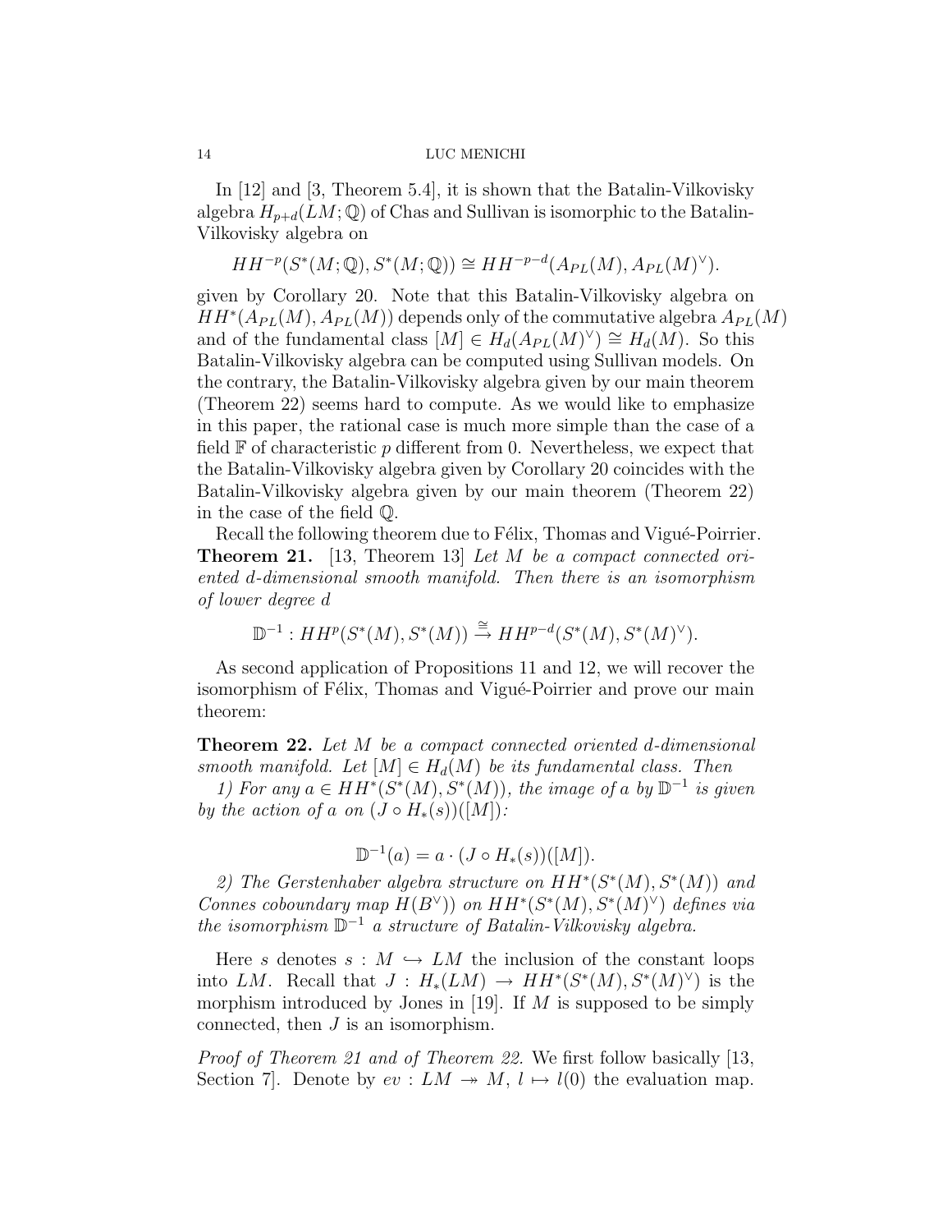In [12] and [3, Theorem 5.4], it is shown that the Batalin-Vilkovisky algebra $H_{p+d}(LM;\mathbb{Q})$ of Chas and Sullivan is isomorphic to the Batalin-Vilkovisky algebra on

$$HH^{-p}(S^*(M;\mathbb{Q}),S^*(M;\mathbb{Q}))\cong HH^{-p-d}(A_{PL}(M),A_{PL}(M)^\vee).$$

given by Corollary 20. Note that this Batalin-Vilkovisky algebra on $HH^*(A_{PL}(M),A_{PL}(M))$ depends only of the commutative algebra $A_{PL}(M)$ and of the fundamental class $[M]\in H_d(A_{PL}(M)^\vee)\cong H_d(M)$. So this Batalin-Vilkovisky algebra can be computed using Sullivan models. On the contrary, the Batalin-Vilkovisky algebra given by our main theorem (Theorem 22) seems hard to compute. As we would like to emphasize in this paper, the rational case is much more simple than the case of a field $\mathbb{F}$ of characteristic $p$ different from 0. Nevertheless, we expect that the Batalin-Vilkovisky algebra given by Corollary 20 coincides with the Batalin-Vilkovisky algebra given by our main theorem (Theorem 22) in the case of the field $\mathbb{Q}$.

Recall the following theorem due to Félix, Thomas and Vigué-Poirrier.

**Theorem 21.** [13, Theorem 13] *Let $M$ be a compact connected oriented $d$-dimensional smooth manifold. Then there is an isomorphism of lower degree $d$*

$$\mathbb{D}^{-1}:HH^p(S^*(M),S^*(M))\overset{\cong}{\to} HH^{p-d}(S^*(M),S^*(M)^\vee).$$

As second application of Propositions 11 and 12, we will recover the isomorphism of Félix, Thomas and Vigué-Poirrier and prove our main theorem:

**Theorem 22.** *Let $M$ be a compact connected oriented $d$-dimensional smooth manifold. Let $[M]\in H_d(M)$ be its fundamental class. Then*

*1) For any $a\in HH^*(S^*(M),S^*(M))$, the image of $a$ by $\mathbb{D}^{-1}$ is given by the action of $a$ on $(J\circ H_*(s))([M])$:*

$$\mathbb{D}^{-1}(a)=a\cdot(J\circ H_*(s))([M]).$$

*2) The Gerstenhaber algebra structure on $HH^*(S^*(M),S^*(M))$ and Connes coboundary map $H(B^\vee))$ on $HH^*(S^*(M),S^*(M)^\vee)$ defines via the isomorphism $\mathbb{D}^{-1}$ a structure of Batalin-Vilkovisky algebra.*

Here $s$ denotes $s:M\hookrightarrow LM$ the inclusion of the constant loops into $LM$. Recall that $J:H_*(LM)\to HH^*(S^*(M),S^*(M)^\vee)$ is the morphism introduced by Jones in [19]. If $M$ is supposed to be simply connected, then $J$ is an isomorphism.

*Proof of Theorem 21 and of Theorem 22.* We first follow basically [13, Section 7]. Denote by $ev:LM\twoheadrightarrow M$, $l\mapsto l(0)$ the evaluation map.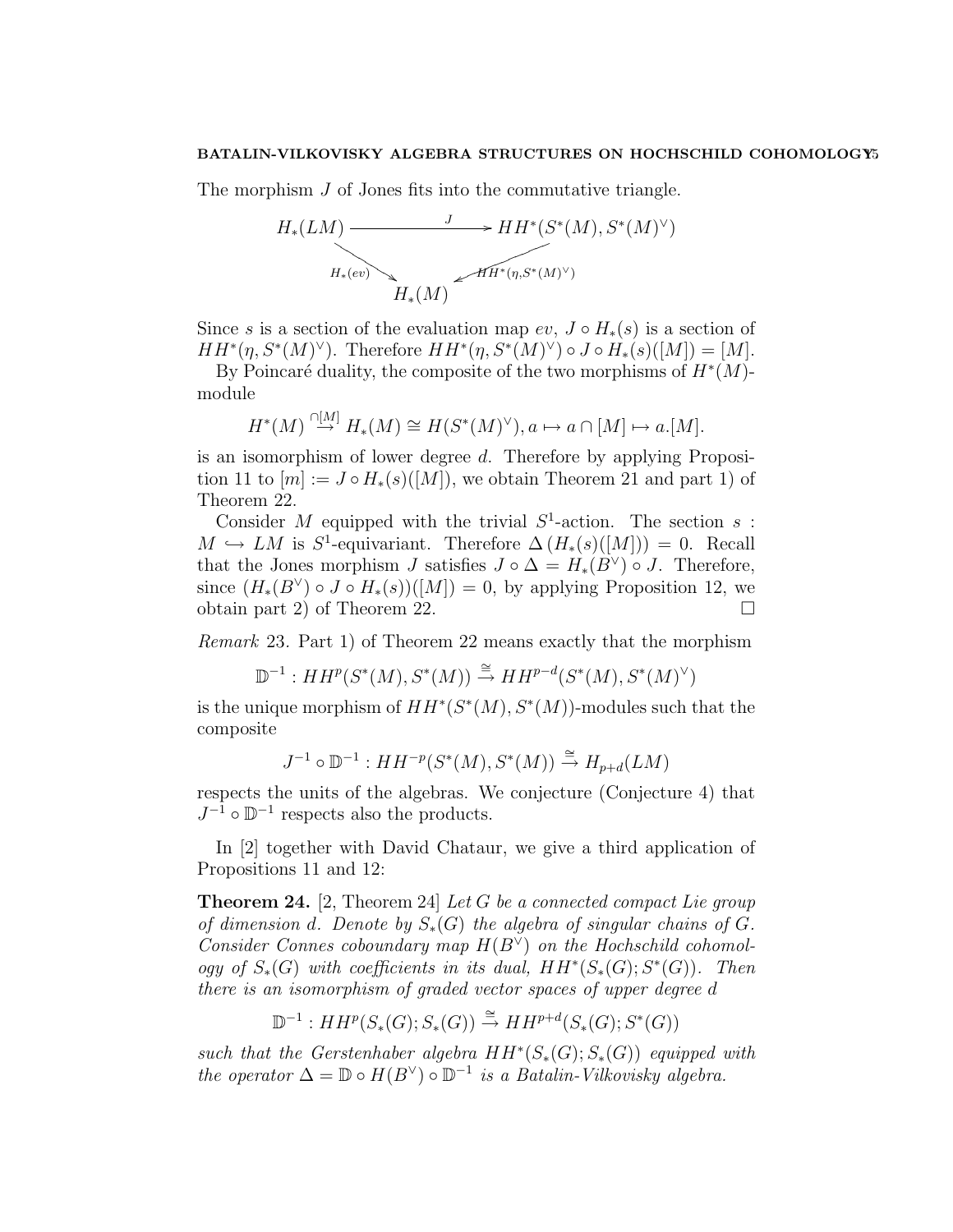The morphism $J$ of Jones fits into the commutative triangle.

$$\begin{array}{ccc} H_*(LM) & \xrightarrow{J} & HH^*(S^*(M), S^*(M)^\vee) \\ & {\scriptstyle H_*(ev)} \searrow \quad \swarrow {\scriptstyle HH^*(\eta, S^*(M)^\vee)} & \\ & H_*(M) & \end{array}$$

Since $s$ is a section of the evaluation map $ev$, $J \circ H_*(s)$ is a section of $HH^*(\eta, S^*(M)^\vee)$. Therefore $HH^*(\eta, S^*(M)^\vee) \circ J \circ H_*(s)([M]) = [M]$.

By Poincaré duality, the composite of the two morphisms of $H^*(M)$-module

$$H^*(M) \overset{\cap[M]}{\to} H_*(M) \cong H(S^*(M)^\vee), a \mapsto a \cap [M] \mapsto a.[M].$$

is an isomorphism of lower degree $d$. Therefore by applying Proposition 11 to $[m] := J \circ H_*(s)([M])$, we obtain Theorem 21 and part 1) of Theorem 22.

Consider $M$ equipped with the trivial $S^1$-action. The section $s : M \hookrightarrow LM$ is $S^1$-equivariant. Therefore $\Delta\left(H_*(s)([M])\right) = 0$. Recall that the Jones morphism $J$ satisfies $J \circ \Delta = H_*(B^\vee) \circ J$. Therefore, since $(H_*(B^\vee) \circ J \circ H_*(s))([M]) = 0$, by applying Proposition 12, we obtain part 2) of Theorem 22. ∎

*Remark* 23. Part 1) of Theorem 22 means exactly that the morphism

$$\mathbb{D}^{-1} : HH^p(S^*(M), S^*(M)) \overset{\cong}{\to} HH^{p-d}(S^*(M), S^*(M)^\vee)$$

is the unique morphism of $HH^*(S^*(M), S^*(M))$-modules such that the composite

$$J^{-1} \circ \mathbb{D}^{-1} : HH^{-p}(S^*(M), S^*(M)) \overset{\cong}{\to} H_{p+d}(LM)$$

respects the units of the algebras. We conjecture (Conjecture 4) that $J^{-1} \circ \mathbb{D}^{-1}$ respects also the products.

In [2] together with David Chataur, we give a third application of Propositions 11 and 12:

**Theorem 24.** [2, Theorem 24] *Let $G$ be a connected compact Lie group of dimension $d$. Denote by $S_*(G)$ the algebra of singular chains of $G$. Consider Connes coboundary map $H(B^\vee)$ on the Hochschild cohomology of $S_*(G)$ with coefficients in its dual, $HH^*(S_*(G); S^*(G))$. Then there is an isomorphism of graded vector spaces of upper degree $d$*

$$\mathbb{D}^{-1} : HH^p(S_*(G); S_*(G)) \overset{\cong}{\to} HH^{p+d}(S_*(G); S^*(G))$$

*such that the Gerstenhaber algebra $HH^*(S_*(G); S_*(G))$ equipped with the operator $\Delta = \mathbb{D} \circ H(B^\vee) \circ \mathbb{D}^{-1}$ is a Batalin-Vilkovisky algebra.*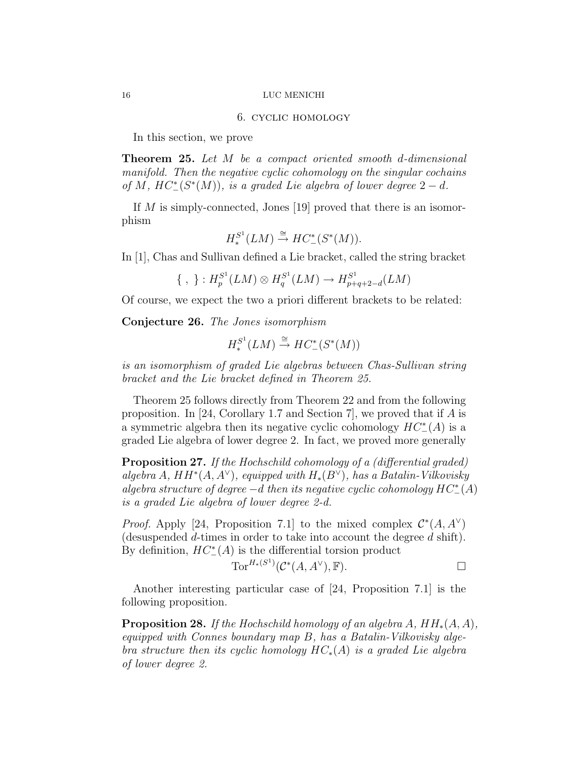## 6. cyclic homology

In this section, we prove

**Theorem 25.** *Let $M$ be a compact oriented smooth $d$-dimensional manifold. Then the negative cyclic cohomology on the singular cochains of $M$, $HC^*_-(S^*(M))$, is a graded Lie algebra of lower degree $2-d$.*

If $M$ is simply-connected, Jones [19] proved that there is an isomorphism

$$H^{S^1}_*(LM) \overset{\cong}{\to} HC^*_-(S^*(M)).$$

In [1], Chas and Sullivan defined a Lie bracket, called the string bracket

$$\{\ ,\ \} : H^{S^1}_p(LM) \otimes H^{S^1}_q(LM) \to H^{S^1}_{p+q+2-d}(LM)$$

Of course, we expect the two a priori different brackets to be related:

**Conjecture 26.** *The Jones isomorphism*

$$H^{S^1}_*(LM) \overset{\cong}{\to} HC^*_-(S^*(M))$$

*is an isomorphism of graded Lie algebras between Chas-Sullivan string bracket and the Lie bracket defined in Theorem 25.*

Theorem 25 follows directly from Theorem 22 and from the following proposition. In [24, Corollary 1.7 and Section 7], we proved that if $A$ is a symmetric algebra then its negative cyclic cohomology $HC^*_-(A)$ is a graded Lie algebra of lower degree 2. In fact, we proved more generally

**Proposition 27.** *If the Hochschild cohomology of a (differential graded) algebra $A$, $HH^*(A, A^\vee)$, equipped with $H_*(B^\vee)$, has a Batalin-Vilkovisky algebra structure of degree $-d$ then its negative cyclic cohomology $HC^*_-(A)$ is a graded Lie algebra of lower degree 2-d.*

*Proof.* Apply [24, Proposition 7.1] to the mixed complex $\mathcal{C}^*(A, A^\vee)$ (desuspended $d$-times in order to take into account the degree $d$ shift). By definition, $HC^*_-(A)$ is the differential torsion product

$$\operatorname{Tor}^{H_*(S^1)}(\mathcal{C}^*(A, A^\vee), \mathbb{F}).$$

□

Another interesting particular case of [24, Proposition 7.1] is the following proposition.

**Proposition 28.** *If the Hochschild homology of an algebra $A$, $HH_*(A, A)$, equipped with Connes boundary map $B$, has a Batalin-Vilkovisky algebra structure then its cyclic homology $HC_*(A)$ is a graded Lie algebra of lower degree 2.*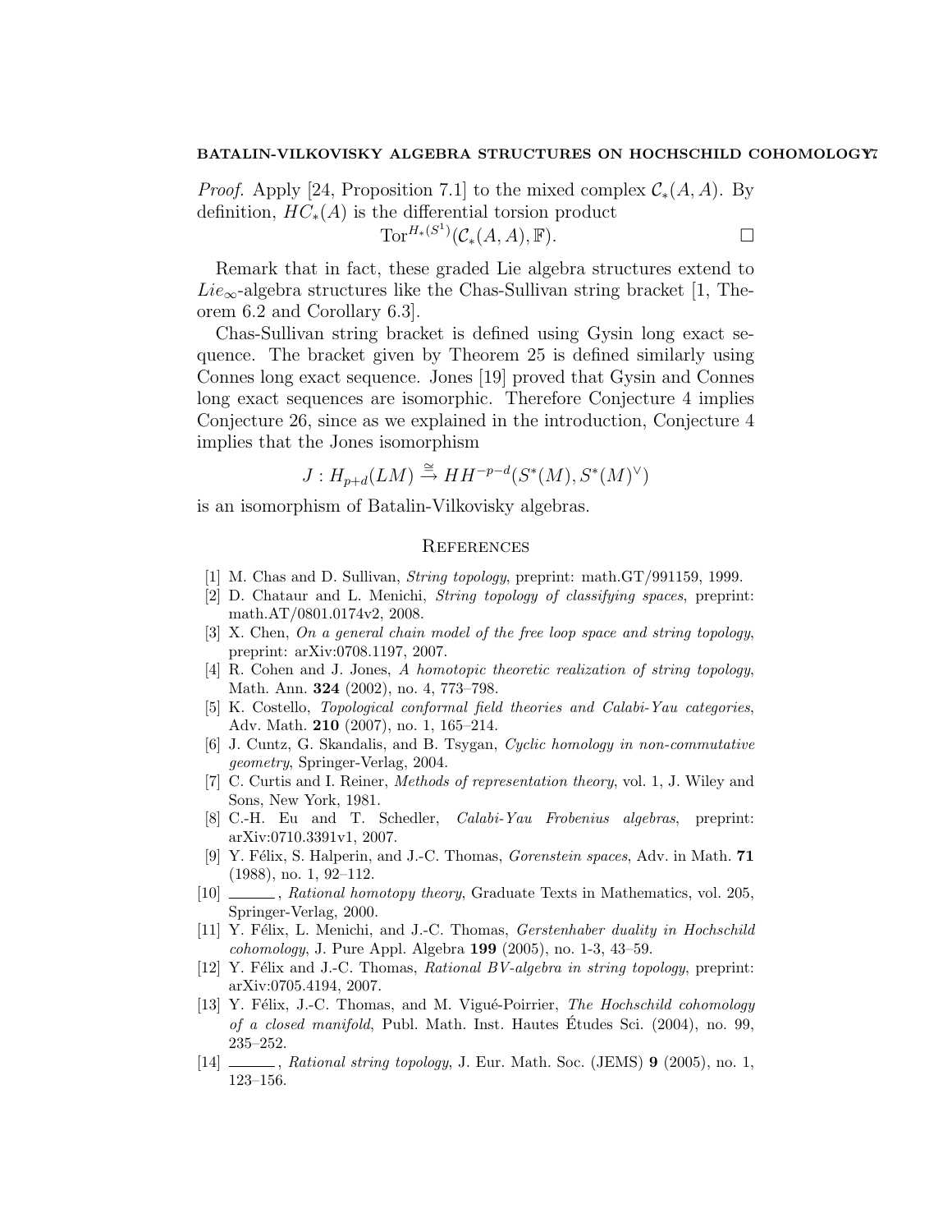*Proof.* Apply [24, Proposition 7.1] to the mixed complex $\mathcal{C}_*(A, A)$. By definition, $HC_*(A)$ is the differential torsion product

$$\mathrm{Tor}^{H_*(S^1)}(\mathcal{C}_*(A, A), \mathbb{F}).$$

□

Remark that in fact, these graded Lie algebra structures extend to $Lie_\infty$-algebra structures like the Chas-Sullivan string bracket [1, Theorem 6.2 and Corollary 6.3].

Chas-Sullivan string bracket is defined using Gysin long exact sequence. The bracket given by Theorem 25 is defined similarly using Connes long exact sequence. Jones [19] proved that Gysin and Connes long exact sequences are isomorphic. Therefore Conjecture 4 implies Conjecture 26, since as we explained in the introduction, Conjecture 4 implies that the Jones isomorphism

$$J : H_{p+d}(LM) \overset{\cong}{\to} HH^{-p-d}(S^*(M), S^*(M)^\vee)$$

is an isomorphism of Batalin-Vilkovisky algebras.

## References

[1] M. Chas and D. Sullivan, *String topology*, preprint: math.GT/991159, 1999.
[2] D. Chataur and L. Menichi, *String topology of classifying spaces*, preprint: math.AT/0801.0174v2, 2008.
[3] X. Chen, *On a general chain model of the free loop space and string topology*, preprint: arXiv:0708.1197, 2007.
[4] R. Cohen and J. Jones, *A homotopic theoretic realization of string topology*, Math. Ann. **324** (2002), no. 4, 773–798.
[5] K. Costello, *Topological conformal field theories and Calabi-Yau categories*, Adv. Math. **210** (2007), no. 1, 165–214.
[6] J. Cuntz, G. Skandalis, and B. Tsygan, *Cyclic homology in non-commutative geometry*, Springer-Verlag, 2004.
[7] C. Curtis and I. Reiner, *Methods of representation theory*, vol. 1, J. Wiley and Sons, New York, 1981.
[8] C.-H. Eu and T. Schedler, *Calabi-Yau Frobenius algebras*, preprint: arXiv:0710.3391v1, 2007.
[9] Y. Félix, S. Halperin, and J.-C. Thomas, *Gorenstein spaces*, Adv. in Math. **71** (1988), no. 1, 92–112.
[10] ______, *Rational homotopy theory*, Graduate Texts in Mathematics, vol. 205, Springer-Verlag, 2000.
[11] Y. Félix, L. Menichi, and J.-C. Thomas, *Gerstenhaber duality in Hochschild cohomology*, J. Pure Appl. Algebra **199** (2005), no. 1-3, 43–59.
[12] Y. Félix and J.-C. Thomas, *Rational BV-algebra in string topology*, preprint: arXiv:0705.4194, 2007.
[13] Y. Félix, J.-C. Thomas, and M. Vigué-Poirrier, *The Hochschild cohomology of a closed manifold*, Publ. Math. Inst. Hautes Études Sci. (2004), no. 99, 235–252.
[14] ______, *Rational string topology*, J. Eur. Math. Soc. (JEMS) **9** (2005), no. 1, 123–156.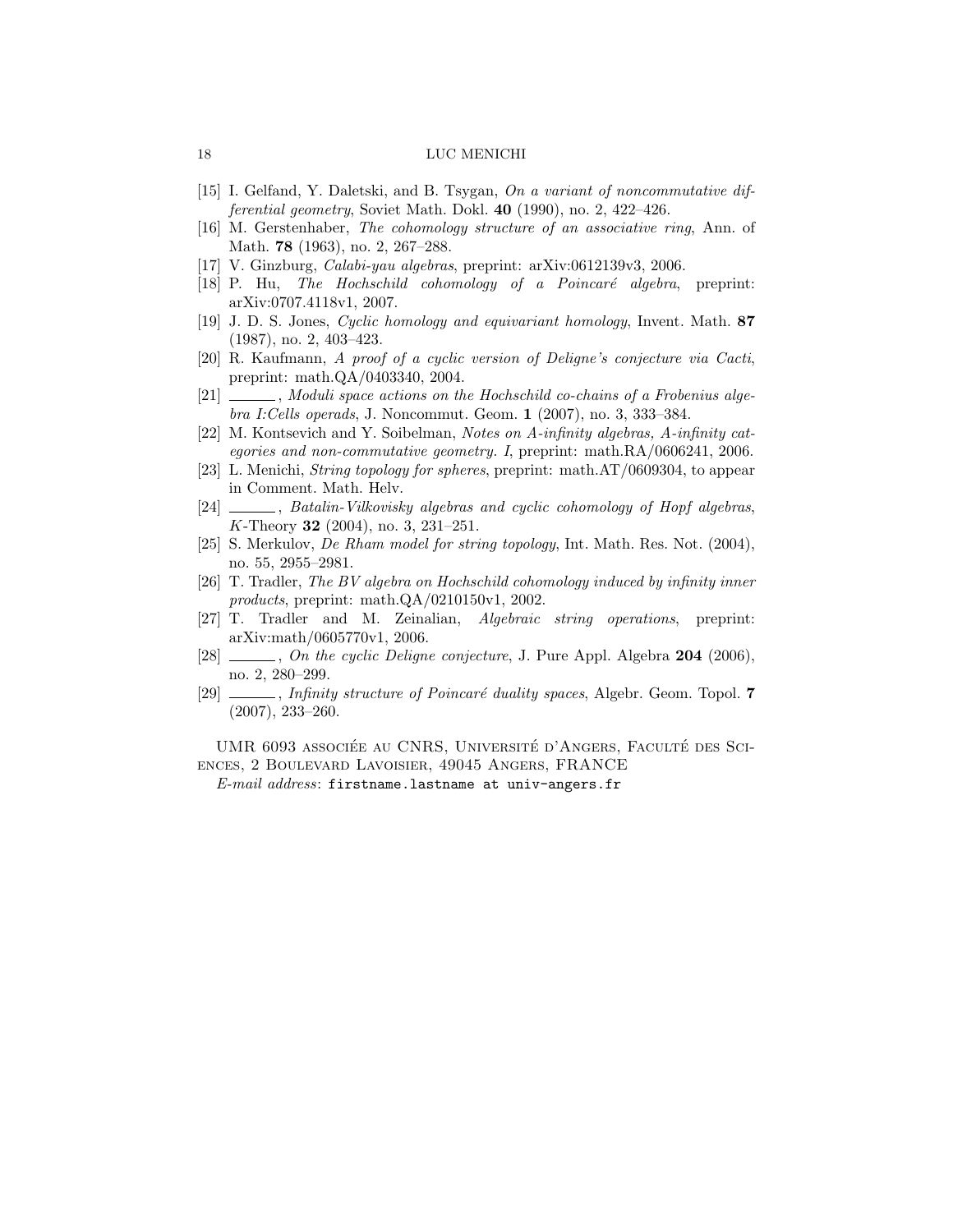[15] I. Gelfand, Y. Daletski, and B. Tsygan, *On a variant of noncommutative differential geometry*, Soviet Math. Dokl. **40** (1990), no. 2, 422–426.

[16] M. Gerstenhaber, *The cohomology structure of an associative ring*, Ann. of Math. **78** (1963), no. 2, 267–288.

[17] V. Ginzburg, *Calabi-yau algebras*, preprint: arXiv:0612139v3, 2006.

[18] P. Hu, *The Hochschild cohomology of a Poincaré algebra*, preprint: arXiv:0707.4118v1, 2007.

[19] J. D. S. Jones, *Cyclic homology and equivariant homology*, Invent. Math. **87** (1987), no. 2, 403–423.

[20] R. Kaufmann, *A proof of a cyclic version of Deligne's conjecture via Cacti*, preprint: math.QA/0403340, 2004.

[21] ______, *Moduli space actions on the Hochschild co-chains of a Frobenius algebra I:Cells operads*, J. Noncommut. Geom. **1** (2007), no. 3, 333–384.

[22] M. Kontsevich and Y. Soibelman, *Notes on A-infinity algebras, A-infinity categories and non-commutative geometry. I*, preprint: math.RA/0606241, 2006.

[23] L. Menichi, *String topology for spheres*, preprint: math.AT/0609304, to appear in Comment. Math. Helv.

[24] ______, *Batalin-Vilkovisky algebras and cyclic cohomology of Hopf algebras*, *K*-Theory **32** (2004), no. 3, 231–251.

[25] S. Merkulov, *De Rham model for string topology*, Int. Math. Res. Not. (2004), no. 55, 2955–2981.

[26] T. Tradler, *The BV algebra on Hochschild cohomology induced by infinity inner products*, preprint: math.QA/0210150v1, 2002.

[27] T. Tradler and M. Zeinalian, *Algebraic string operations*, preprint: arXiv:math/0605770v1, 2006.

[28] ______, *On the cyclic Deligne conjecture*, J. Pure Appl. Algebra **204** (2006), no. 2, 280–299.

[29] ______, *Infinity structure of Poincaré duality spaces*, Algebr. Geom. Topol. **7** (2007), 233–260.

UMR 6093 associée au CNRS, Université d'Angers, Faculté des Sciences, 2 Boulevard Lavoisier, 49045 Angers, FRANCE

*E-mail address*: `firstname.lastname at univ-angers.fr`